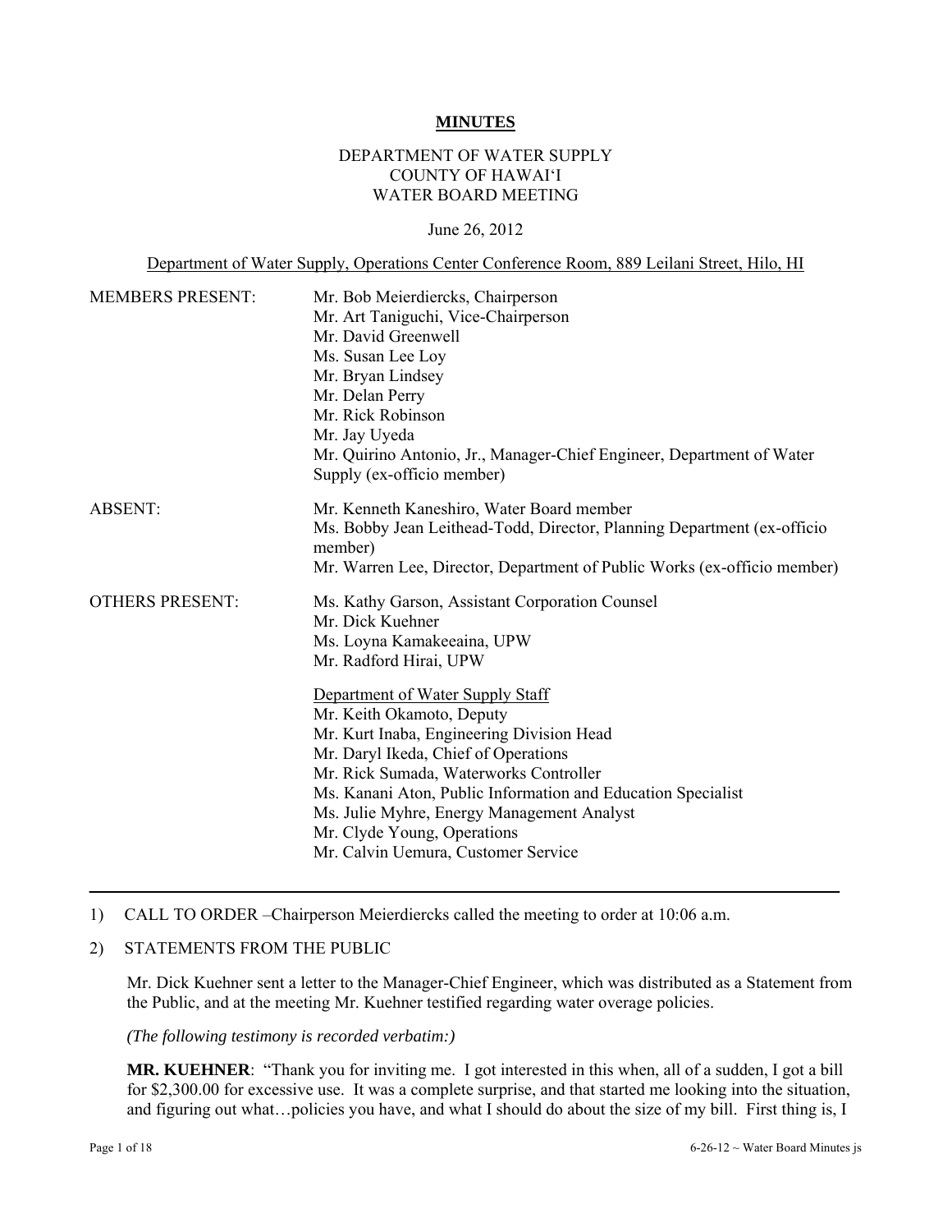**MINUTES**

DEPARTMENT OF WATER SUPPLY
COUNTY OF HAWAI'I
WATER BOARD MEETING

June 26, 2012

Department of Water Supply, Operations Center Conference Room, 889 Leilani Street, Hilo, HI

| | |
|---|---|
| MEMBERS PRESENT: | Mr. Bob Meierdiercks, Chairperson<br>Mr. Art Taniguchi, Vice-Chairperson<br>Mr. David Greenwell<br>Ms. Susan Lee Loy<br>Mr. Bryan Lindsey<br>Mr. Delan Perry<br>Mr. Rick Robinson<br>Mr. Jay Uyeda<br>Mr. Quirino Antonio, Jr., Manager-Chief Engineer, Department of Water Supply (ex-officio member) |
| ABSENT: | Mr. Kenneth Kaneshiro, Water Board member<br>Ms. Bobby Jean Leithead-Todd, Director, Planning Department (ex-officio member)<br>Mr. Warren Lee, Director, Department of Public Works (ex-officio member) |
| OTHERS PRESENT: | Ms. Kathy Garson, Assistant Corporation Counsel<br>Mr. Dick Kuehner<br>Ms. Loyna Kamakeeaina, UPW<br>Mr. Radford Hirai, UPW<br><br>Department of Water Supply Staff<br>Mr. Keith Okamoto, Deputy<br>Mr. Kurt Inaba, Engineering Division Head<br>Mr. Daryl Ikeda, Chief of Operations<br>Mr. Rick Sumada, Waterworks Controller<br>Ms. Kanani Aton, Public Information and Education Specialist<br>Ms. Julie Myhre, Energy Management Analyst<br>Mr. Clyde Young, Operations<br>Mr. Calvin Uemura, Customer Service |

1) CALL TO ORDER –Chairperson Meierdiercks called the meeting to order at 10:06 a.m.

2) STATEMENTS FROM THE PUBLIC

Mr. Dick Kuehner sent a letter to the Manager-Chief Engineer, which was distributed as a Statement from the Public, and at the meeting Mr. Kuehner testified regarding water overage policies.

*(The following testimony is recorded verbatim:)*

**MR. KUEHNER**: "Thank you for inviting me. I got interested in this when, all of a sudden, I got a bill for $2,300.00 for excessive use. It was a complete surprise, and that started me looking into the situation, and figuring out what…policies you have, and what I should do about the size of my bill. First thing is, I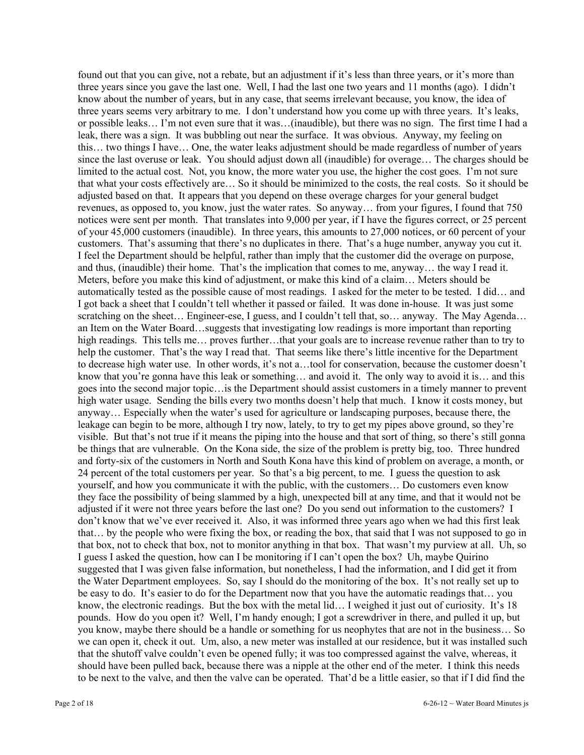found out that you can give, not a rebate, but an adjustment if it's less than three years, or it's more than three years since you gave the last one. Well, I had the last one two years and 11 months (ago). I didn't know about the number of years, but in any case, that seems irrelevant because, you know, the idea of three years seems very arbitrary to me. I don't understand how you come up with three years. It's leaks, or possible leaks… I'm not even sure that it was…(inaudible), but there was no sign. The first time I had a leak, there was a sign. It was bubbling out near the surface. It was obvious. Anyway, my feeling on this… two things I have… One, the water leaks adjustment should be made regardless of number of years since the last overuse or leak. You should adjust down all (inaudible) for overage… The charges should be limited to the actual cost. Not, you know, the more water you use, the higher the cost goes. I'm not sure that what your costs effectively are… So it should be minimized to the costs, the real costs. So it should be adjusted based on that. It appears that you depend on these overage charges for your general budget revenues, as opposed to, you know, just the water rates. So anyway… from your figures, I found that 750 notices were sent per month. That translates into 9,000 per year, if I have the figures correct, or 25 percent of your 45,000 customers (inaudible). In three years, this amounts to 27,000 notices, or 60 percent of your customers. That's assuming that there's no duplicates in there. That's a huge number, anyway you cut it. I feel the Department should be helpful, rather than imply that the customer did the overage on purpose, and thus, (inaudible) their home. That's the implication that comes to me, anyway… the way I read it. Meters, before you make this kind of adjustment, or make this kind of a claim… Meters should be automatically tested as the possible cause of most readings. I asked for the meter to be tested. I did… and I got back a sheet that I couldn't tell whether it passed or failed. It was done in-house. It was just some scratching on the sheet… Engineer-ese, I guess, and I couldn't tell that, so… anyway. The May Agenda… an Item on the Water Board…suggests that investigating low readings is more important than reporting high readings. This tells me… proves further…that your goals are to increase revenue rather than to try to help the customer. That's the way I read that. That seems like there's little incentive for the Department to decrease high water use. In other words, it's not a…tool for conservation, because the customer doesn't know that you're gonna have this leak or something… and avoid it. The only way to avoid it is… and this goes into the second major topic…is the Department should assist customers in a timely manner to prevent high water usage. Sending the bills every two months doesn't help that much. I know it costs money, but anyway… Especially when the water's used for agriculture or landscaping purposes, because there, the leakage can begin to be more, although I try now, lately, to try to get my pipes above ground, so they're visible. But that's not true if it means the piping into the house and that sort of thing, so there's still gonna be things that are vulnerable. On the Kona side, the size of the problem is pretty big, too. Three hundred and forty-six of the customers in North and South Kona have this kind of problem on average, a month, or 24 percent of the total customers per year. So that's a big percent, to me. I guess the question to ask yourself, and how you communicate it with the public, with the customers… Do customers even know they face the possibility of being slammed by a high, unexpected bill at any time, and that it would not be adjusted if it were not three years before the last one? Do you send out information to the customers? I don't know that we've ever received it. Also, it was informed three years ago when we had this first leak that… by the people who were fixing the box, or reading the box, that said that I was not supposed to go in that box, not to check that box, not to monitor anything in that box. That wasn't my purview at all. Uh, so I guess I asked the question, how can I be monitoring if I can't open the box? Uh, maybe Quirino suggested that I was given false information, but nonetheless, I had the information, and I did get it from the Water Department employees. So, say I should do the monitoring of the box. It's not really set up to be easy to do. It's easier to do for the Department now that you have the automatic readings that… you know, the electronic readings. But the box with the metal lid… I weighed it just out of curiosity. It's 18 pounds. How do you open it? Well, I'm handy enough; I got a screwdriver in there, and pulled it up, but you know, maybe there should be a handle or something for us neophytes that are not in the business… So we can open it, check it out. Um, also, a new meter was installed at our residence, but it was installed such that the shutoff valve couldn't even be opened fully; it was too compressed against the valve, whereas, it should have been pulled back, because there was a nipple at the other end of the meter. I think this needs to be next to the valve, and then the valve can be operated. That'd be a little easier, so that if I did find the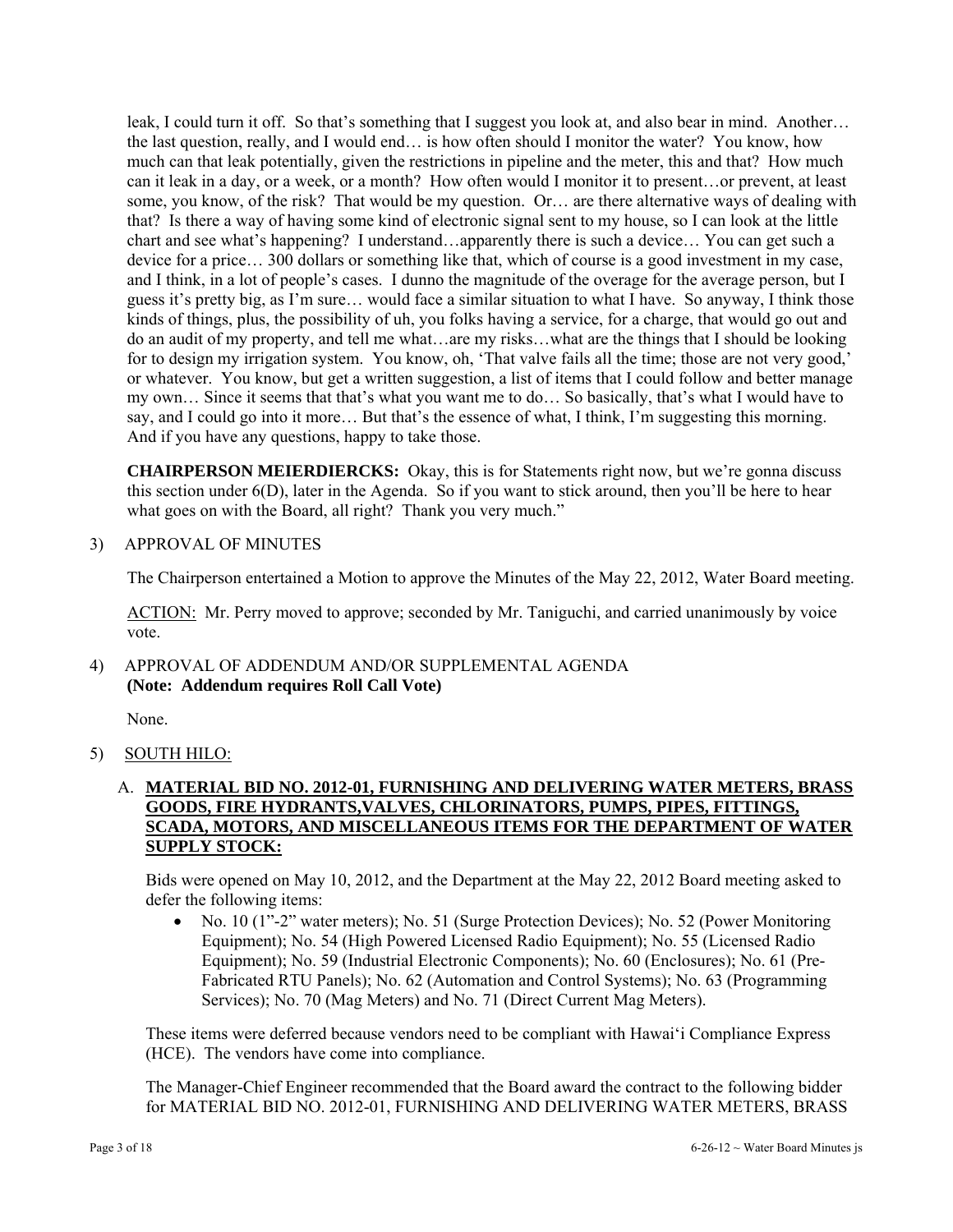leak, I could turn it off. So that's something that I suggest you look at, and also bear in mind. Another… the last question, really, and I would end… is how often should I monitor the water? You know, how much can that leak potentially, given the restrictions in pipeline and the meter, this and that? How much can it leak in a day, or a week, or a month? How often would I monitor it to present…or prevent, at least some, you know, of the risk? That would be my question. Or… are there alternative ways of dealing with that? Is there a way of having some kind of electronic signal sent to my house, so I can look at the little chart and see what's happening? I understand…apparently there is such a device… You can get such a device for a price… 300 dollars or something like that, which of course is a good investment in my case, and I think, in a lot of people's cases. I dunno the magnitude of the overage for the average person, but I guess it's pretty big, as I'm sure… would face a similar situation to what I have. So anyway, I think those kinds of things, plus, the possibility of uh, you folks having a service, for a charge, that would go out and do an audit of my property, and tell me what…are my risks…what are the things that I should be looking for to design my irrigation system. You know, oh, 'That valve fails all the time; those are not very good,' or whatever. You know, but get a written suggestion, a list of items that I could follow and better manage my own… Since it seems that that's what you want me to do… So basically, that's what I would have to say, and I could go into it more… But that's the essence of what, I think, I'm suggesting this morning. And if you have any questions, happy to take those.

**CHAIRPERSON MEIERDIERCKS:** Okay, this is for Statements right now, but we're gonna discuss this section under 6(D), later in the Agenda. So if you want to stick around, then you'll be here to hear what goes on with the Board, all right? Thank you very much."

3) APPROVAL OF MINUTES

The Chairperson entertained a Motion to approve the Minutes of the May 22, 2012, Water Board meeting.

ACTION: Mr. Perry moved to approve; seconded by Mr. Taniguchi, and carried unanimously by voice vote.

4) APPROVAL OF ADDENDUM AND/OR SUPPLEMENTAL AGENDA
**(Note: Addendum requires Roll Call Vote)**

None.

5) SOUTH HILO:

A. **MATERIAL BID NO. 2012-01, FURNISHING AND DELIVERING WATER METERS, BRASS GOODS, FIRE HYDRANTS,VALVES, CHLORINATORS, PUMPS, PIPES, FITTINGS, SCADA, MOTORS, AND MISCELLANEOUS ITEMS FOR THE DEPARTMENT OF WATER SUPPLY STOCK:**

Bids were opened on May 10, 2012, and the Department at the May 22, 2012 Board meeting asked to defer the following items:

- No. 10 (1"-2" water meters); No. 51 (Surge Protection Devices); No. 52 (Power Monitoring Equipment); No. 54 (High Powered Licensed Radio Equipment); No. 55 (Licensed Radio Equipment); No. 59 (Industrial Electronic Components); No. 60 (Enclosures); No. 61 (Pre-Fabricated RTU Panels); No. 62 (Automation and Control Systems); No. 63 (Programming Services); No. 70 (Mag Meters) and No. 71 (Direct Current Mag Meters).

These items were deferred because vendors need to be compliant with Hawai'i Compliance Express (HCE). The vendors have come into compliance.

The Manager-Chief Engineer recommended that the Board award the contract to the following bidder for MATERIAL BID NO. 2012-01, FURNISHING AND DELIVERING WATER METERS, BRASS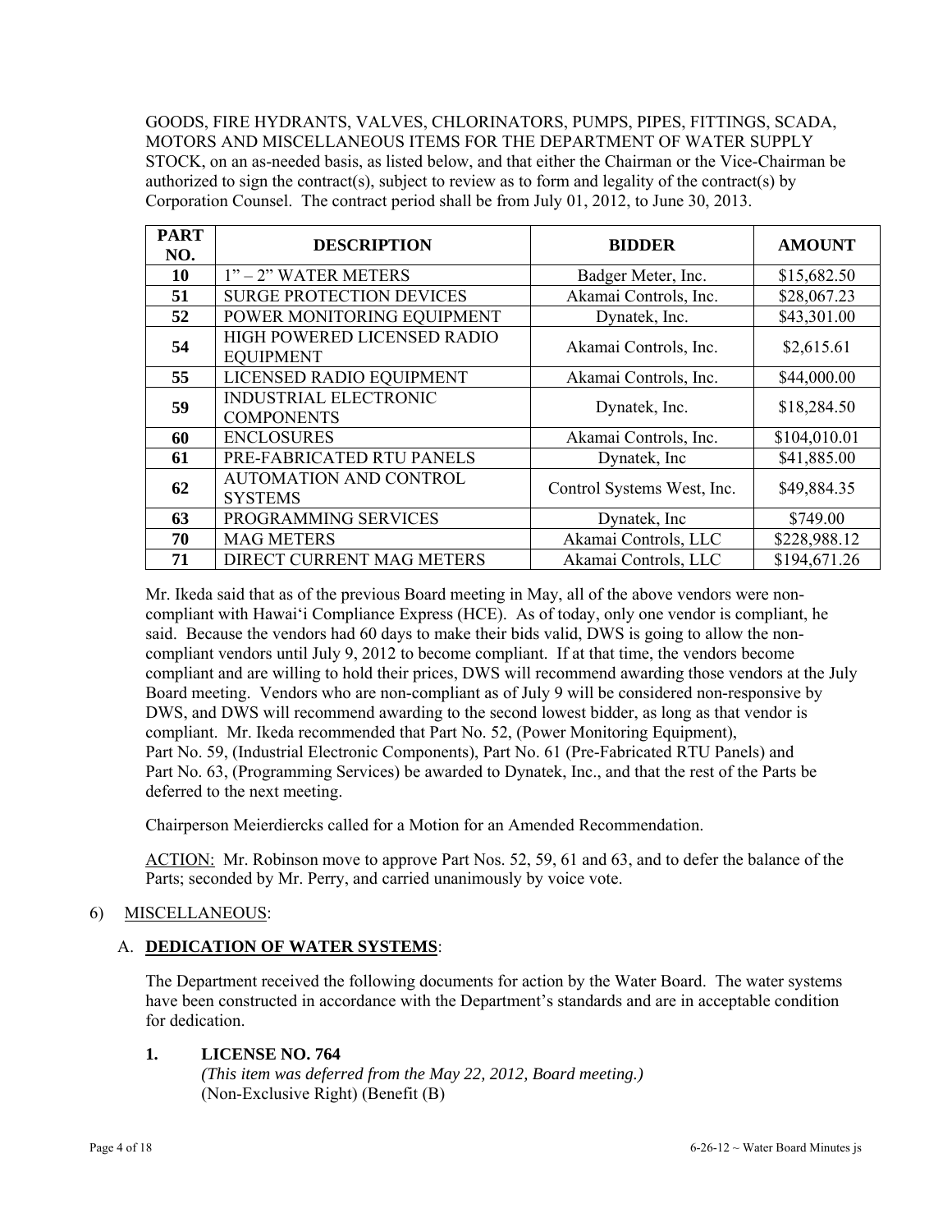GOODS, FIRE HYDRANTS, VALVES, CHLORINATORS, PUMPS, PIPES, FITTINGS, SCADA, MOTORS AND MISCELLANEOUS ITEMS FOR THE DEPARTMENT OF WATER SUPPLY STOCK, on an as-needed basis, as listed below, and that either the Chairman or the Vice-Chairman be authorized to sign the contract(s), subject to review as to form and legality of the contract(s) by Corporation Counsel. The contract period shall be from July 01, 2012, to June 30, 2013.

| PART NO. | DESCRIPTION | BIDDER | AMOUNT |
|---|---|---|---|
| 10 | 1" – 2" WATER METERS | Badger Meter, Inc. | $15,682.50 |
| 51 | SURGE PROTECTION DEVICES | Akamai Controls, Inc. | $28,067.23 |
| 52 | POWER MONITORING EQUIPMENT | Dynatek, Inc. | $43,301.00 |
| 54 | HIGH POWERED LICENSED RADIO EQUIPMENT | Akamai Controls, Inc. | $2,615.61 |
| 55 | LICENSED RADIO EQUIPMENT | Akamai Controls, Inc. | $44,000.00 |
| 59 | INDUSTRIAL ELECTRONIC COMPONENTS | Dynatek, Inc. | $18,284.50 |
| 60 | ENCLOSURES | Akamai Controls, Inc. | $104,010.01 |
| 61 | PRE-FABRICATED RTU PANELS | Dynatek, Inc | $41,885.00 |
| 62 | AUTOMATION AND CONTROL SYSTEMS | Control Systems West, Inc. | $49,884.35 |
| 63 | PROGRAMMING SERVICES | Dynatek, Inc | $749.00 |
| 70 | MAG METERS | Akamai Controls, LLC | $228,988.12 |
| 71 | DIRECT CURRENT MAG METERS | Akamai Controls, LLC | $194,671.26 |

Mr. Ikeda said that as of the previous Board meeting in May, all of the above vendors were non-compliant with Hawaiʻi Compliance Express (HCE). As of today, only one vendor is compliant, he said. Because the vendors had 60 days to make their bids valid, DWS is going to allow the non-compliant vendors until July 9, 2012 to become compliant. If at that time, the vendors become compliant and are willing to hold their prices, DWS will recommend awarding those vendors at the July Board meeting. Vendors who are non-compliant as of July 9 will be considered non-responsive by DWS, and DWS will recommend awarding to the second lowest bidder, as long as that vendor is compliant. Mr. Ikeda recommended that Part No. 52, (Power Monitoring Equipment), Part No. 59, (Industrial Electronic Components), Part No. 61 (Pre-Fabricated RTU Panels) and Part No. 63, (Programming Services) be awarded to Dynatek, Inc., and that the rest of the Parts be deferred to the next meeting.

Chairperson Meierdiercks called for a Motion for an Amended Recommendation.

ACTION: Mr. Robinson move to approve Part Nos. 52, 59, 61 and 63, and to defer the balance of the Parts; seconded by Mr. Perry, and carried unanimously by voice vote.

6) MISCELLANEOUS:

A. **DEDICATION OF WATER SYSTEMS**:

The Department received the following documents for action by the Water Board. The water systems have been constructed in accordance with the Department's standards and are in acceptable condition for dedication.

**1. LICENSE NO. 764**

*(This item was deferred from the May 22, 2012, Board meeting.)*
(Non-Exclusive Right) (Benefit (B)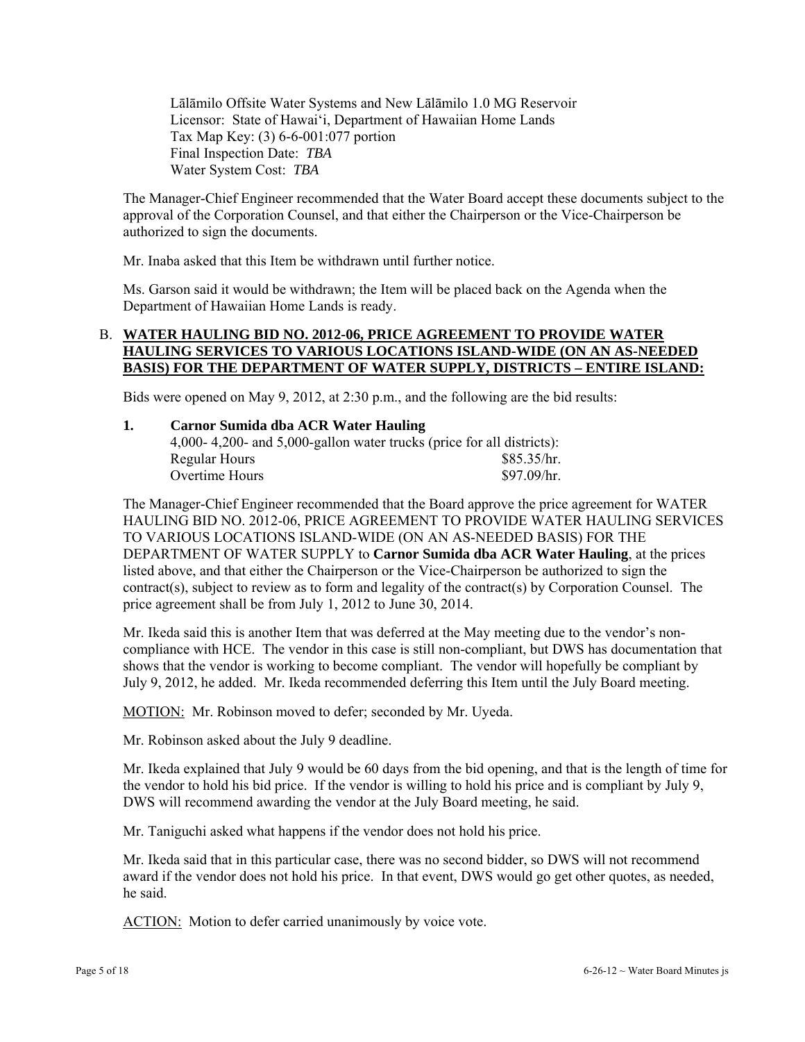Lālāmilo Offsite Water Systems and New Lālāmilo 1.0 MG Reservoir
Licensor: State of Hawai'i, Department of Hawaiian Home Lands
Tax Map Key: (3) 6-6-001:077 portion
Final Inspection Date: *TBA*
Water System Cost: *TBA*

The Manager-Chief Engineer recommended that the Water Board accept these documents subject to the approval of the Corporation Counsel, and that either the Chairperson or the Vice-Chairperson be authorized to sign the documents.

Mr. Inaba asked that this Item be withdrawn until further notice.

Ms. Garson said it would be withdrawn; the Item will be placed back on the Agenda when the Department of Hawaiian Home Lands is ready.

B. **WATER HAULING BID NO. 2012-06, PRICE AGREEMENT TO PROVIDE WATER HAULING SERVICES TO VARIOUS LOCATIONS ISLAND-WIDE (ON AN AS-NEEDED BASIS) FOR THE DEPARTMENT OF WATER SUPPLY, DISTRICTS – ENTIRE ISLAND:**

Bids were opened on May 9, 2012, at 2:30 p.m., and the following are the bid results:

1. **Carnor Sumida dba ACR Water Hauling**
   4,000- 4,200- and 5,000-gallon water trucks (price for all districts):

| | |
|---|---|
| Regular Hours | $85.35/hr. |
| Overtime Hours | $97.09/hr. |

The Manager-Chief Engineer recommended that the Board approve the price agreement for WATER HAULING BID NO. 2012-06, PRICE AGREEMENT TO PROVIDE WATER HAULING SERVICES TO VARIOUS LOCATIONS ISLAND-WIDE (ON AN AS-NEEDED BASIS) FOR THE DEPARTMENT OF WATER SUPPLY to **Carnor Sumida dba ACR Water Hauling**, at the prices listed above, and that either the Chairperson or the Vice-Chairperson be authorized to sign the contract(s), subject to review as to form and legality of the contract(s) by Corporation Counsel. The price agreement shall be from July 1, 2012 to June 30, 2014.

Mr. Ikeda said this is another Item that was deferred at the May meeting due to the vendor's non-compliance with HCE. The vendor in this case is still non-compliant, but DWS has documentation that shows that the vendor is working to become compliant. The vendor will hopefully be compliant by July 9, 2012, he added. Mr. Ikeda recommended deferring this Item until the July Board meeting.

MOTION: Mr. Robinson moved to defer; seconded by Mr. Uyeda.

Mr. Robinson asked about the July 9 deadline.

Mr. Ikeda explained that July 9 would be 60 days from the bid opening, and that is the length of time for the vendor to hold his bid price. If the vendor is willing to hold his price and is compliant by July 9, DWS will recommend awarding the vendor at the July Board meeting, he said.

Mr. Taniguchi asked what happens if the vendor does not hold his price.

Mr. Ikeda said that in this particular case, there was no second bidder, so DWS will not recommend award if the vendor does not hold his price. In that event, DWS would go get other quotes, as needed, he said.

ACTION: Motion to defer carried unanimously by voice vote.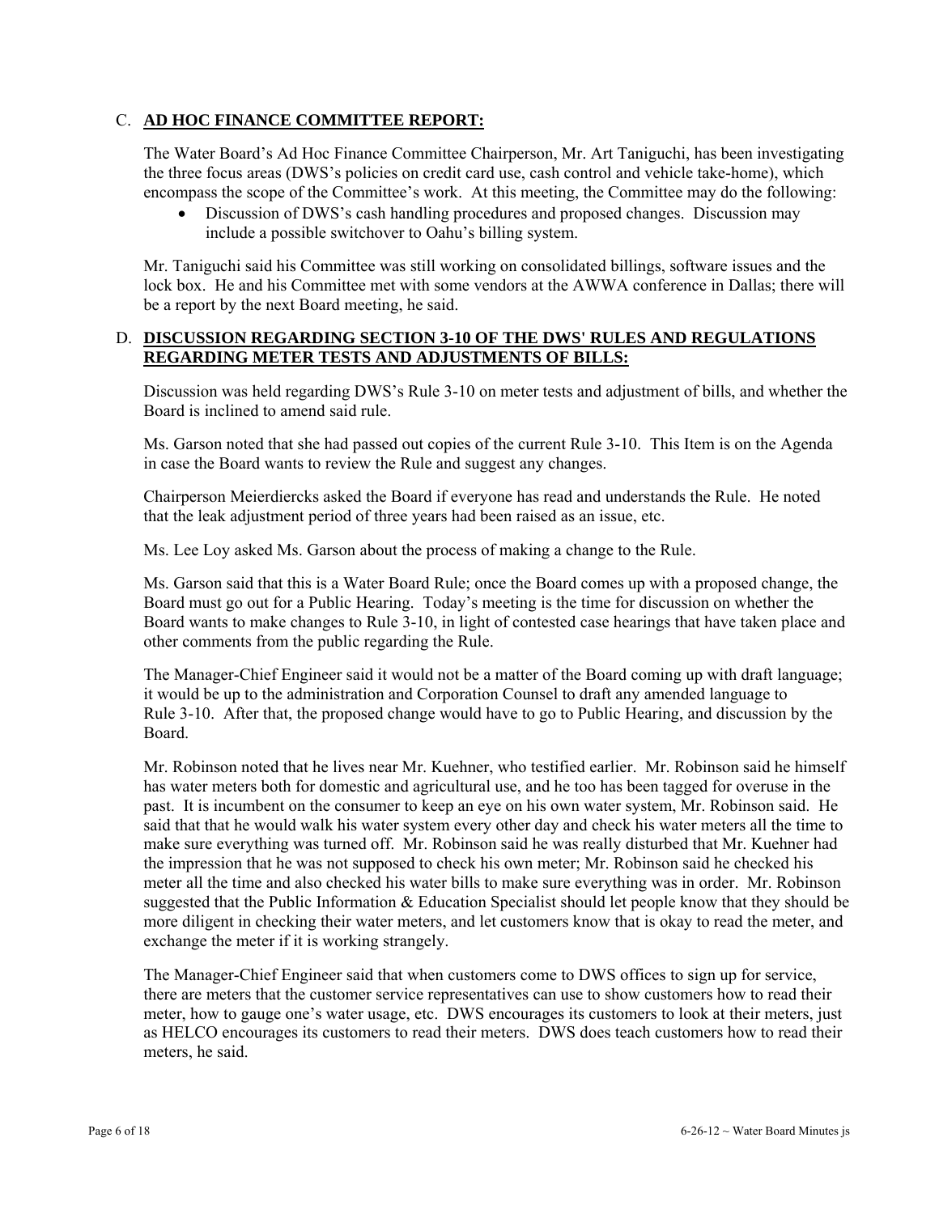C. **AD HOC FINANCE COMMITTEE REPORT:**

The Water Board's Ad Hoc Finance Committee Chairperson, Mr. Art Taniguchi, has been investigating the three focus areas (DWS's policies on credit card use, cash control and vehicle take-home), which encompass the scope of the Committee's work. At this meeting, the Committee may do the following:

- Discussion of DWS's cash handling procedures and proposed changes. Discussion may include a possible switchover to Oahu's billing system.

Mr. Taniguchi said his Committee was still working on consolidated billings, software issues and the lock box. He and his Committee met with some vendors at the AWWA conference in Dallas; there will be a report by the next Board meeting, he said.

D. **DISCUSSION REGARDING SECTION 3-10 OF THE DWS' RULES AND REGULATIONS REGARDING METER TESTS AND ADJUSTMENTS OF BILLS:**

Discussion was held regarding DWS's Rule 3-10 on meter tests and adjustment of bills, and whether the Board is inclined to amend said rule.

Ms. Garson noted that she had passed out copies of the current Rule 3-10. This Item is on the Agenda in case the Board wants to review the Rule and suggest any changes.

Chairperson Meierdiercks asked the Board if everyone has read and understands the Rule. He noted that the leak adjustment period of three years had been raised as an issue, etc.

Ms. Lee Loy asked Ms. Garson about the process of making a change to the Rule.

Ms. Garson said that this is a Water Board Rule; once the Board comes up with a proposed change, the Board must go out for a Public Hearing. Today's meeting is the time for discussion on whether the Board wants to make changes to Rule 3-10, in light of contested case hearings that have taken place and other comments from the public regarding the Rule.

The Manager-Chief Engineer said it would not be a matter of the Board coming up with draft language; it would be up to the administration and Corporation Counsel to draft any amended language to Rule 3-10. After that, the proposed change would have to go to Public Hearing, and discussion by the Board.

Mr. Robinson noted that he lives near Mr. Kuehner, who testified earlier. Mr. Robinson said he himself has water meters both for domestic and agricultural use, and he too has been tagged for overuse in the past. It is incumbent on the consumer to keep an eye on his own water system, Mr. Robinson said. He said that that he would walk his water system every other day and check his water meters all the time to make sure everything was turned off. Mr. Robinson said he was really disturbed that Mr. Kuehner had the impression that he was not supposed to check his own meter; Mr. Robinson said he checked his meter all the time and also checked his water bills to make sure everything was in order. Mr. Robinson suggested that the Public Information & Education Specialist should let people know that they should be more diligent in checking their water meters, and let customers know that is okay to read the meter, and exchange the meter if it is working strangely.

The Manager-Chief Engineer said that when customers come to DWS offices to sign up for service, there are meters that the customer service representatives can use to show customers how to read their meter, how to gauge one's water usage, etc. DWS encourages its customers to look at their meters, just as HELCO encourages its customers to read their meters. DWS does teach customers how to read their meters, he said.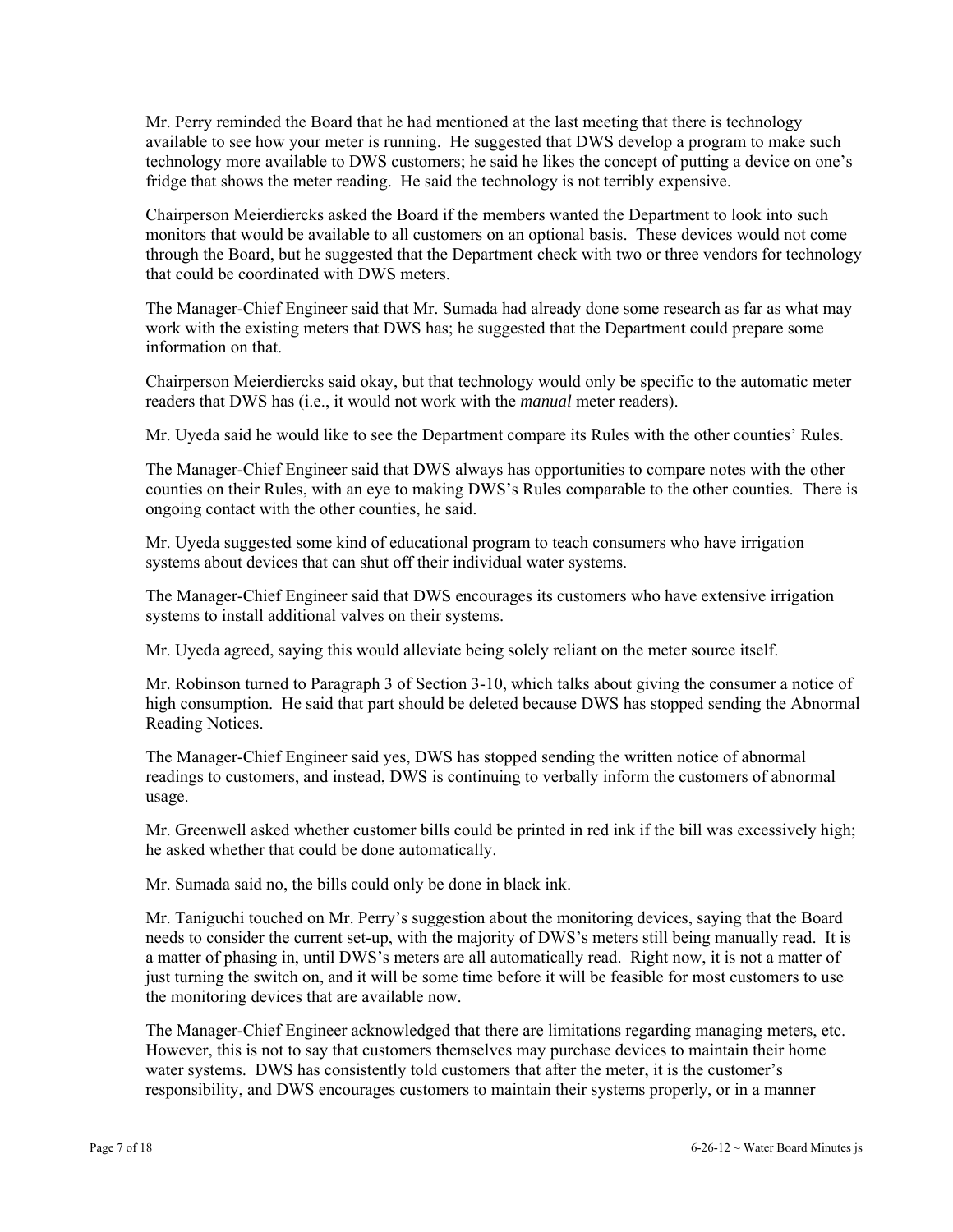Mr. Perry reminded the Board that he had mentioned at the last meeting that there is technology available to see how your meter is running. He suggested that DWS develop a program to make such technology more available to DWS customers; he said he likes the concept of putting a device on one's fridge that shows the meter reading. He said the technology is not terribly expensive.

Chairperson Meierdiercks asked the Board if the members wanted the Department to look into such monitors that would be available to all customers on an optional basis. These devices would not come through the Board, but he suggested that the Department check with two or three vendors for technology that could be coordinated with DWS meters.

The Manager-Chief Engineer said that Mr. Sumada had already done some research as far as what may work with the existing meters that DWS has; he suggested that the Department could prepare some information on that.

Chairperson Meierdiercks said okay, but that technology would only be specific to the automatic meter readers that DWS has (i.e., it would not work with the *manual* meter readers).

Mr. Uyeda said he would like to see the Department compare its Rules with the other counties' Rules.

The Manager-Chief Engineer said that DWS always has opportunities to compare notes with the other counties on their Rules, with an eye to making DWS's Rules comparable to the other counties. There is ongoing contact with the other counties, he said.

Mr. Uyeda suggested some kind of educational program to teach consumers who have irrigation systems about devices that can shut off their individual water systems.

The Manager-Chief Engineer said that DWS encourages its customers who have extensive irrigation systems to install additional valves on their systems.

Mr. Uyeda agreed, saying this would alleviate being solely reliant on the meter source itself.

Mr. Robinson turned to Paragraph 3 of Section 3-10, which talks about giving the consumer a notice of high consumption. He said that part should be deleted because DWS has stopped sending the Abnormal Reading Notices.

The Manager-Chief Engineer said yes, DWS has stopped sending the written notice of abnormal readings to customers, and instead, DWS is continuing to verbally inform the customers of abnormal usage.

Mr. Greenwell asked whether customer bills could be printed in red ink if the bill was excessively high; he asked whether that could be done automatically.

Mr. Sumada said no, the bills could only be done in black ink.

Mr. Taniguchi touched on Mr. Perry's suggestion about the monitoring devices, saying that the Board needs to consider the current set-up, with the majority of DWS's meters still being manually read. It is a matter of phasing in, until DWS's meters are all automatically read. Right now, it is not a matter of just turning the switch on, and it will be some time before it will be feasible for most customers to use the monitoring devices that are available now.

The Manager-Chief Engineer acknowledged that there are limitations regarding managing meters, etc. However, this is not to say that customers themselves may purchase devices to maintain their home water systems. DWS has consistently told customers that after the meter, it is the customer's responsibility, and DWS encourages customers to maintain their systems properly, or in a manner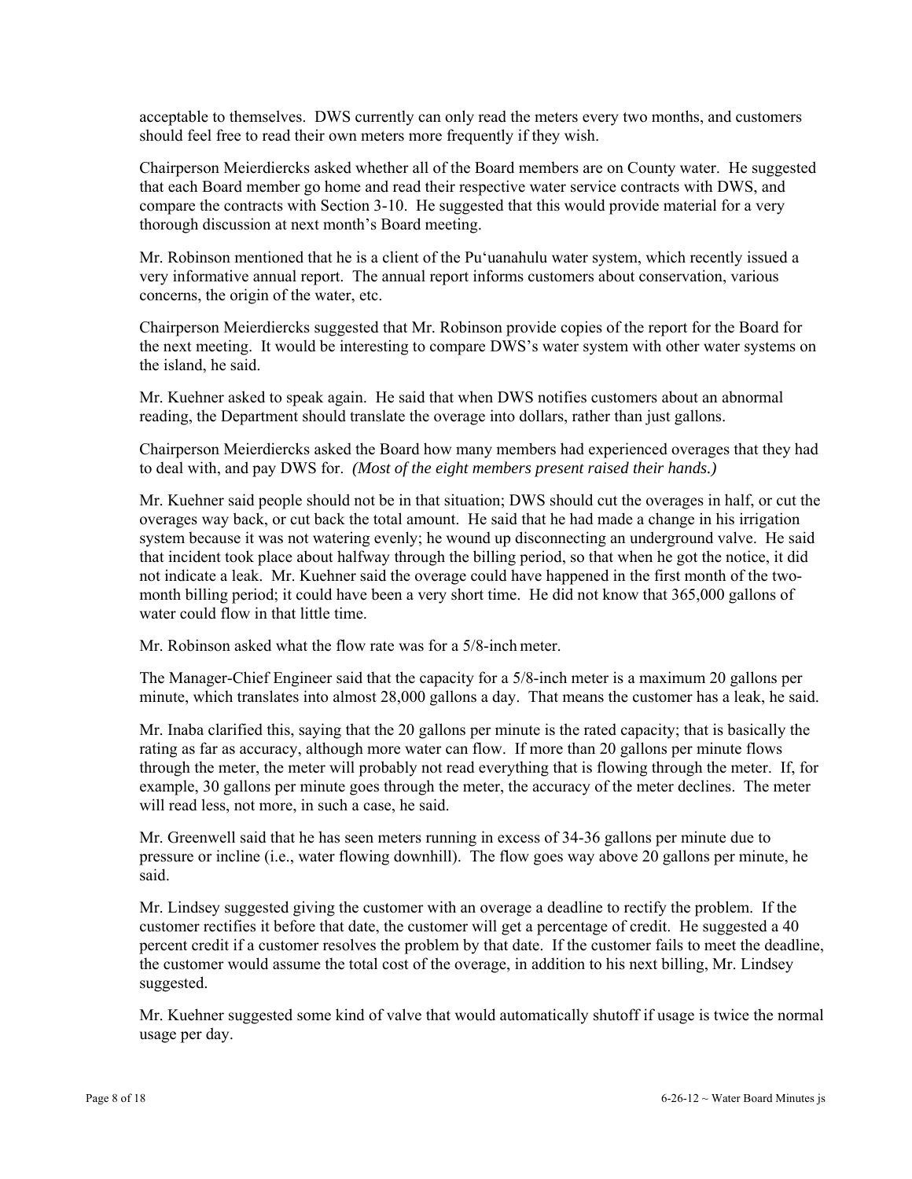acceptable to themselves. DWS currently can only read the meters every two months, and customers should feel free to read their own meters more frequently if they wish.

Chairperson Meierdiercks asked whether all of the Board members are on County water. He suggested that each Board member go home and read their respective water service contracts with DWS, and compare the contracts with Section 3-10. He suggested that this would provide material for a very thorough discussion at next month's Board meeting.

Mr. Robinson mentioned that he is a client of the Pu'uanahulu water system, which recently issued a very informative annual report. The annual report informs customers about conservation, various concerns, the origin of the water, etc.

Chairperson Meierdiercks suggested that Mr. Robinson provide copies of the report for the Board for the next meeting. It would be interesting to compare DWS's water system with other water systems on the island, he said.

Mr. Kuehner asked to speak again. He said that when DWS notifies customers about an abnormal reading, the Department should translate the overage into dollars, rather than just gallons.

Chairperson Meierdiercks asked the Board how many members had experienced overages that they had to deal with, and pay DWS for. *(Most of the eight members present raised their hands.)*

Mr. Kuehner said people should not be in that situation; DWS should cut the overages in half, or cut the overages way back, or cut back the total amount. He said that he had made a change in his irrigation system because it was not watering evenly; he wound up disconnecting an underground valve. He said that incident took place about halfway through the billing period, so that when he got the notice, it did not indicate a leak. Mr. Kuehner said the overage could have happened in the first month of the two-month billing period; it could have been a very short time. He did not know that 365,000 gallons of water could flow in that little time.

Mr. Robinson asked what the flow rate was for a 5/8-inch meter.

The Manager-Chief Engineer said that the capacity for a 5/8-inch meter is a maximum 20 gallons per minute, which translates into almost 28,000 gallons a day. That means the customer has a leak, he said.

Mr. Inaba clarified this, saying that the 20 gallons per minute is the rated capacity; that is basically the rating as far as accuracy, although more water can flow. If more than 20 gallons per minute flows through the meter, the meter will probably not read everything that is flowing through the meter. If, for example, 30 gallons per minute goes through the meter, the accuracy of the meter declines. The meter will read less, not more, in such a case, he said.

Mr. Greenwell said that he has seen meters running in excess of 34-36 gallons per minute due to pressure or incline (i.e., water flowing downhill). The flow goes way above 20 gallons per minute, he said.

Mr. Lindsey suggested giving the customer with an overage a deadline to rectify the problem. If the customer rectifies it before that date, the customer will get a percentage of credit. He suggested a 40 percent credit if a customer resolves the problem by that date. If the customer fails to meet the deadline, the customer would assume the total cost of the overage, in addition to his next billing, Mr. Lindsey suggested.

Mr. Kuehner suggested some kind of valve that would automatically shutoff if usage is twice the normal usage per day.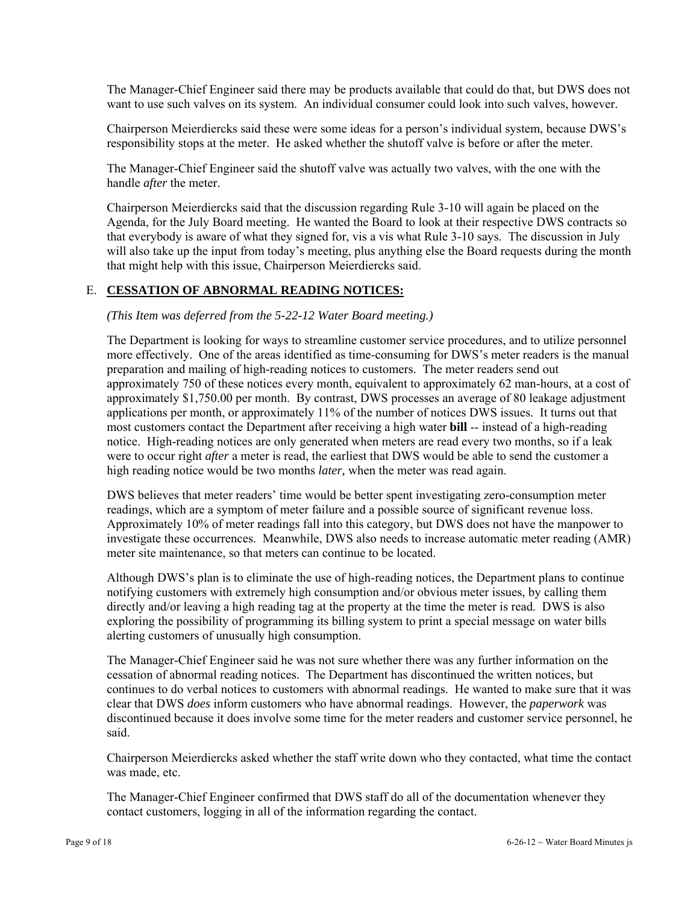The Manager-Chief Engineer said there may be products available that could do that, but DWS does not want to use such valves on its system. An individual consumer could look into such valves, however.

Chairperson Meierdiercks said these were some ideas for a person's individual system, because DWS's responsibility stops at the meter. He asked whether the shutoff valve is before or after the meter.

The Manager-Chief Engineer said the shutoff valve was actually two valves, with the one with the handle *after* the meter.

Chairperson Meierdiercks said that the discussion regarding Rule 3-10 will again be placed on the Agenda, for the July Board meeting. He wanted the Board to look at their respective DWS contracts so that everybody is aware of what they signed for, vis a vis what Rule 3-10 says. The discussion in July will also take up the input from today's meeting, plus anything else the Board requests during the month that might help with this issue, Chairperson Meierdiercks said.

E. **CESSATION OF ABNORMAL READING NOTICES:**

*(This Item was deferred from the 5-22-12 Water Board meeting.)*

The Department is looking for ways to streamline customer service procedures, and to utilize personnel more effectively. One of the areas identified as time-consuming for DWS's meter readers is the manual preparation and mailing of high-reading notices to customers. The meter readers send out approximately 750 of these notices every month, equivalent to approximately 62 man-hours, at a cost of approximately $1,750.00 per month. By contrast, DWS processes an average of 80 leakage adjustment applications per month, or approximately 11% of the number of notices DWS issues. It turns out that most customers contact the Department after receiving a high water **bill** -- instead of a high-reading notice. High-reading notices are only generated when meters are read every two months, so if a leak were to occur right *after* a meter is read, the earliest that DWS would be able to send the customer a high reading notice would be two months *later,* when the meter was read again.

DWS believes that meter readers' time would be better spent investigating zero-consumption meter readings, which are a symptom of meter failure and a possible source of significant revenue loss. Approximately 10% of meter readings fall into this category, but DWS does not have the manpower to investigate these occurrences. Meanwhile, DWS also needs to increase automatic meter reading (AMR) meter site maintenance, so that meters can continue to be located.

Although DWS's plan is to eliminate the use of high-reading notices, the Department plans to continue notifying customers with extremely high consumption and/or obvious meter issues, by calling them directly and/or leaving a high reading tag at the property at the time the meter is read. DWS is also exploring the possibility of programming its billing system to print a special message on water bills alerting customers of unusually high consumption.

The Manager-Chief Engineer said he was not sure whether there was any further information on the cessation of abnormal reading notices. The Department has discontinued the written notices, but continues to do verbal notices to customers with abnormal readings. He wanted to make sure that it was clear that DWS *does* inform customers who have abnormal readings. However, the *paperwork* was discontinued because it does involve some time for the meter readers and customer service personnel, he said.

Chairperson Meierdiercks asked whether the staff write down who they contacted, what time the contact was made, etc.

The Manager-Chief Engineer confirmed that DWS staff do all of the documentation whenever they contact customers, logging in all of the information regarding the contact.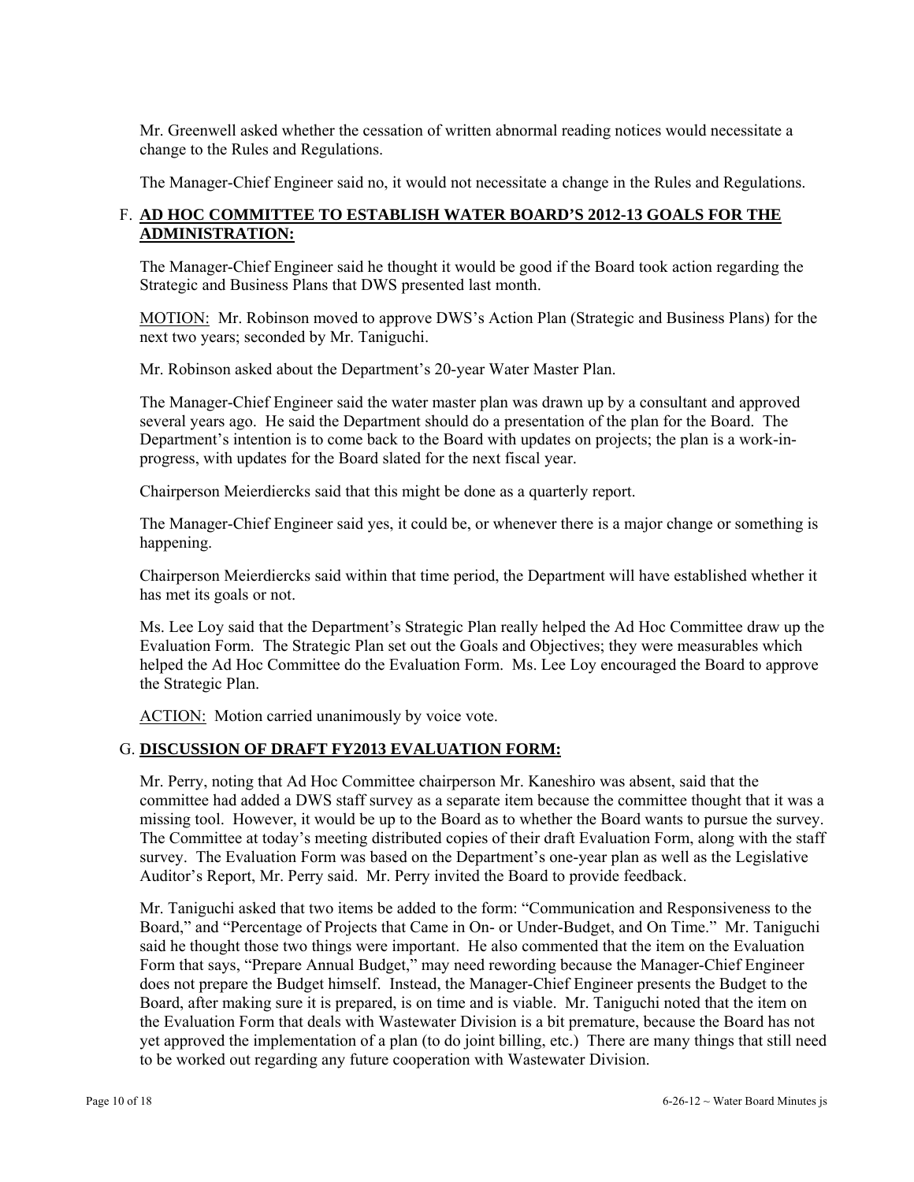Mr. Greenwell asked whether the cessation of written abnormal reading notices would necessitate a change to the Rules and Regulations.

The Manager-Chief Engineer said no, it would not necessitate a change in the Rules and Regulations.

F. **AD HOC COMMITTEE TO ESTABLISH WATER BOARD'S 2012-13 GOALS FOR THE ADMINISTRATION:**

The Manager-Chief Engineer said he thought it would be good if the Board took action regarding the Strategic and Business Plans that DWS presented last month.

MOTION: Mr. Robinson moved to approve DWS's Action Plan (Strategic and Business Plans) for the next two years; seconded by Mr. Taniguchi.

Mr. Robinson asked about the Department's 20-year Water Master Plan.

The Manager-Chief Engineer said the water master plan was drawn up by a consultant and approved several years ago. He said the Department should do a presentation of the plan for the Board. The Department's intention is to come back to the Board with updates on projects; the plan is a work-in-progress, with updates for the Board slated for the next fiscal year.

Chairperson Meierdiercks said that this might be done as a quarterly report.

The Manager-Chief Engineer said yes, it could be, or whenever there is a major change or something is happening.

Chairperson Meierdiercks said within that time period, the Department will have established whether it has met its goals or not.

Ms. Lee Loy said that the Department's Strategic Plan really helped the Ad Hoc Committee draw up the Evaluation Form. The Strategic Plan set out the Goals and Objectives; they were measurables which helped the Ad Hoc Committee do the Evaluation Form. Ms. Lee Loy encouraged the Board to approve the Strategic Plan.

ACTION: Motion carried unanimously by voice vote.

G. **DISCUSSION OF DRAFT FY2013 EVALUATION FORM:**

Mr. Perry, noting that Ad Hoc Committee chairperson Mr. Kaneshiro was absent, said that the committee had added a DWS staff survey as a separate item because the committee thought that it was a missing tool. However, it would be up to the Board as to whether the Board wants to pursue the survey. The Committee at today's meeting distributed copies of their draft Evaluation Form, along with the staff survey. The Evaluation Form was based on the Department's one-year plan as well as the Legislative Auditor's Report, Mr. Perry said. Mr. Perry invited the Board to provide feedback.

Mr. Taniguchi asked that two items be added to the form: "Communication and Responsiveness to the Board," and "Percentage of Projects that Came in On- or Under-Budget, and On Time." Mr. Taniguchi said he thought those two things were important. He also commented that the item on the Evaluation Form that says, "Prepare Annual Budget," may need rewording because the Manager-Chief Engineer does not prepare the Budget himself. Instead, the Manager-Chief Engineer presents the Budget to the Board, after making sure it is prepared, is on time and is viable. Mr. Taniguchi noted that the item on the Evaluation Form that deals with Wastewater Division is a bit premature, because the Board has not yet approved the implementation of a plan (to do joint billing, etc.) There are many things that still need to be worked out regarding any future cooperation with Wastewater Division.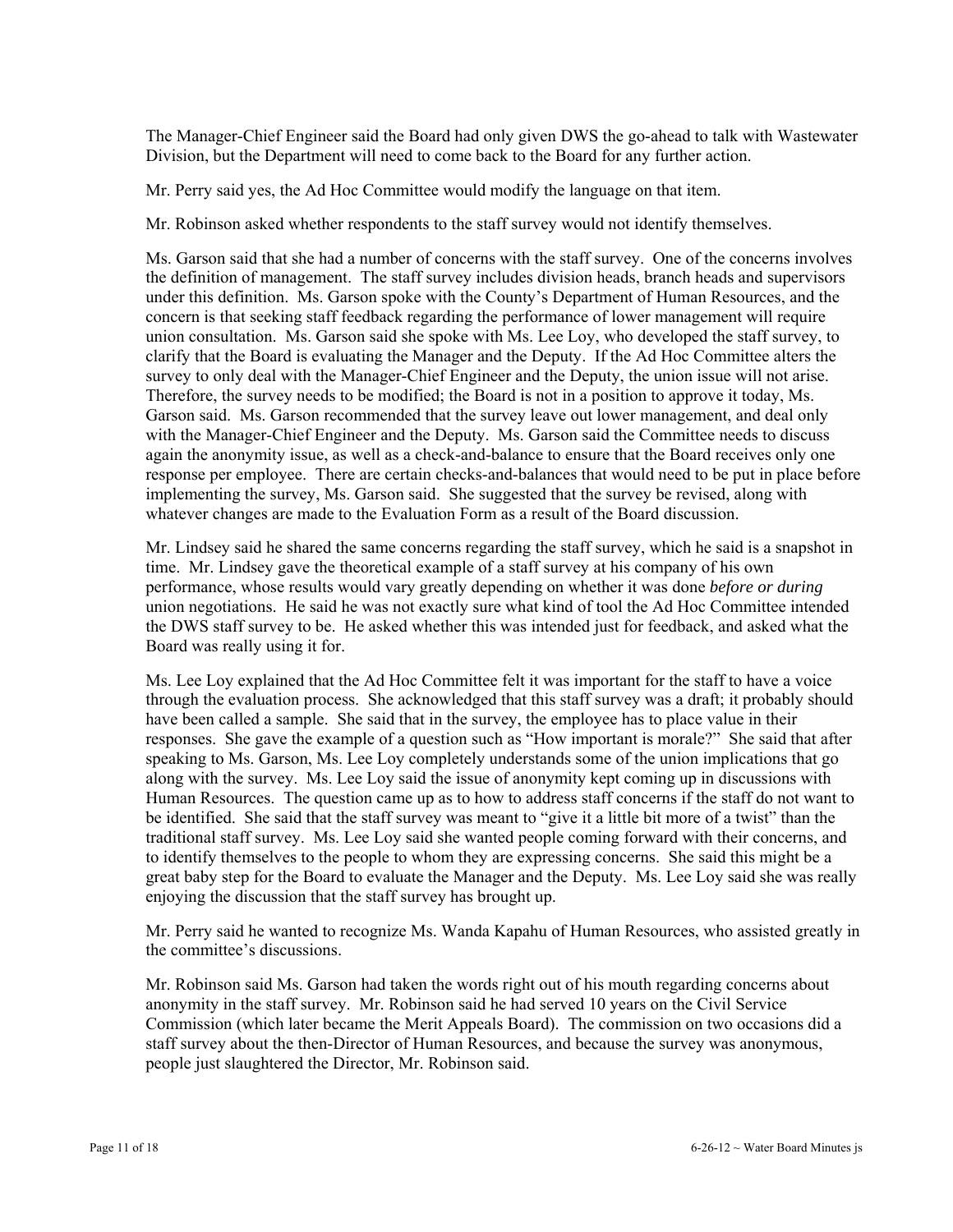The Manager-Chief Engineer said the Board had only given DWS the go-ahead to talk with Wastewater Division, but the Department will need to come back to the Board for any further action.

Mr. Perry said yes, the Ad Hoc Committee would modify the language on that item.

Mr. Robinson asked whether respondents to the staff survey would not identify themselves.

Ms. Garson said that she had a number of concerns with the staff survey. One of the concerns involves the definition of management. The staff survey includes division heads, branch heads and supervisors under this definition. Ms. Garson spoke with the County's Department of Human Resources, and the concern is that seeking staff feedback regarding the performance of lower management will require union consultation. Ms. Garson said she spoke with Ms. Lee Loy, who developed the staff survey, to clarify that the Board is evaluating the Manager and the Deputy. If the Ad Hoc Committee alters the survey to only deal with the Manager-Chief Engineer and the Deputy, the union issue will not arise. Therefore, the survey needs to be modified; the Board is not in a position to approve it today, Ms. Garson said. Ms. Garson recommended that the survey leave out lower management, and deal only with the Manager-Chief Engineer and the Deputy. Ms. Garson said the Committee needs to discuss again the anonymity issue, as well as a check-and-balance to ensure that the Board receives only one response per employee. There are certain checks-and-balances that would need to be put in place before implementing the survey, Ms. Garson said. She suggested that the survey be revised, along with whatever changes are made to the Evaluation Form as a result of the Board discussion.

Mr. Lindsey said he shared the same concerns regarding the staff survey, which he said is a snapshot in time. Mr. Lindsey gave the theoretical example of a staff survey at his company of his own performance, whose results would vary greatly depending on whether it was done *before or during* union negotiations. He said he was not exactly sure what kind of tool the Ad Hoc Committee intended the DWS staff survey to be. He asked whether this was intended just for feedback, and asked what the Board was really using it for.

Ms. Lee Loy explained that the Ad Hoc Committee felt it was important for the staff to have a voice through the evaluation process. She acknowledged that this staff survey was a draft; it probably should have been called a sample. She said that in the survey, the employee has to place value in their responses. She gave the example of a question such as "How important is morale?" She said that after speaking to Ms. Garson, Ms. Lee Loy completely understands some of the union implications that go along with the survey. Ms. Lee Loy said the issue of anonymity kept coming up in discussions with Human Resources. The question came up as to how to address staff concerns if the staff do not want to be identified. She said that the staff survey was meant to "give it a little bit more of a twist" than the traditional staff survey. Ms. Lee Loy said she wanted people coming forward with their concerns, and to identify themselves to the people to whom they are expressing concerns. She said this might be a great baby step for the Board to evaluate the Manager and the Deputy. Ms. Lee Loy said she was really enjoying the discussion that the staff survey has brought up.

Mr. Perry said he wanted to recognize Ms. Wanda Kapahu of Human Resources, who assisted greatly in the committee's discussions.

Mr. Robinson said Ms. Garson had taken the words right out of his mouth regarding concerns about anonymity in the staff survey. Mr. Robinson said he had served 10 years on the Civil Service Commission (which later became the Merit Appeals Board). The commission on two occasions did a staff survey about the then-Director of Human Resources, and because the survey was anonymous, people just slaughtered the Director, Mr. Robinson said.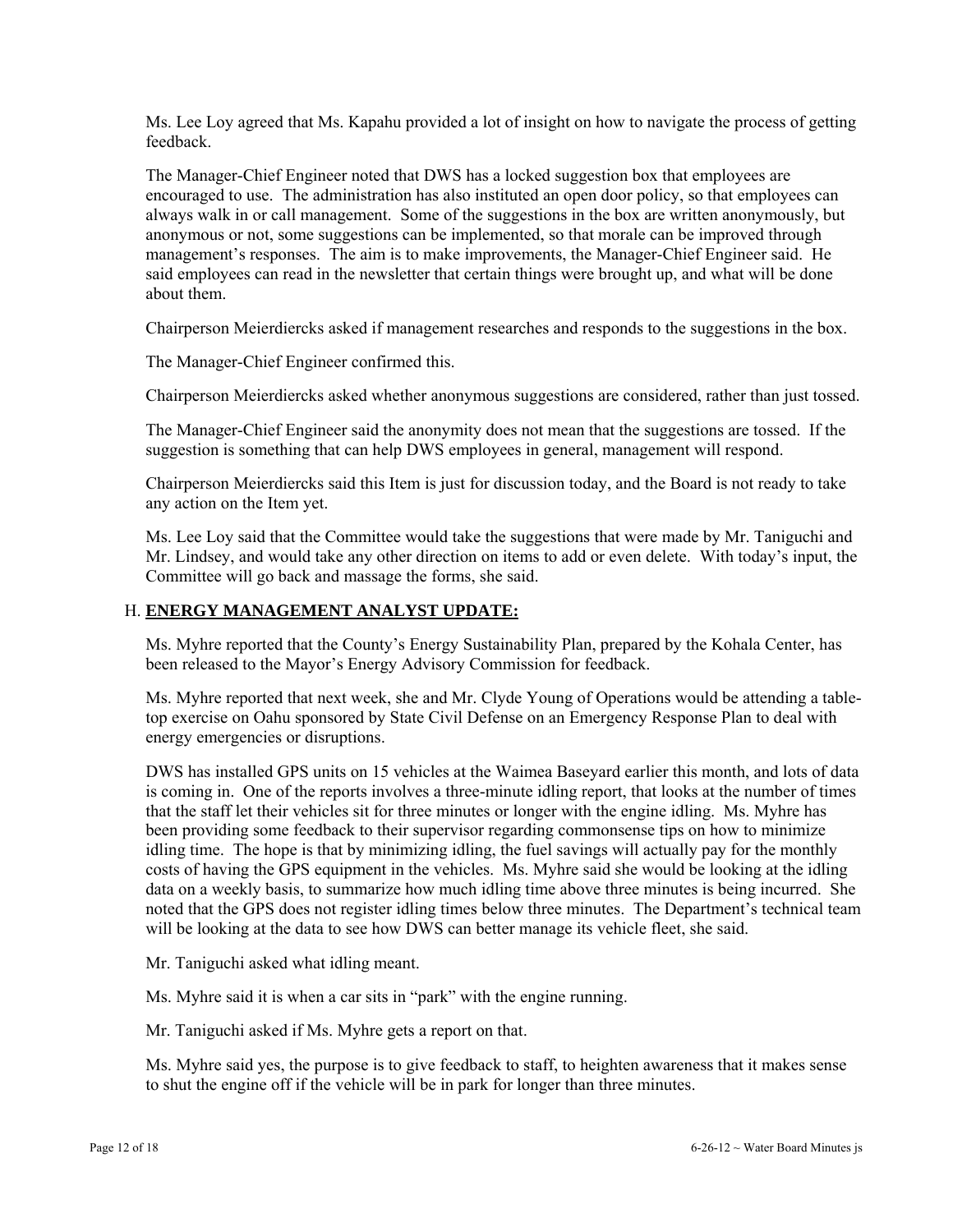Ms. Lee Loy agreed that Ms. Kapahu provided a lot of insight on how to navigate the process of getting feedback.

The Manager-Chief Engineer noted that DWS has a locked suggestion box that employees are encouraged to use. The administration has also instituted an open door policy, so that employees can always walk in or call management. Some of the suggestions in the box are written anonymously, but anonymous or not, some suggestions can be implemented, so that morale can be improved through management's responses. The aim is to make improvements, the Manager-Chief Engineer said. He said employees can read in the newsletter that certain things were brought up, and what will be done about them.

Chairperson Meierdiercks asked if management researches and responds to the suggestions in the box.

The Manager-Chief Engineer confirmed this.

Chairperson Meierdiercks asked whether anonymous suggestions are considered, rather than just tossed.

The Manager-Chief Engineer said the anonymity does not mean that the suggestions are tossed. If the suggestion is something that can help DWS employees in general, management will respond.

Chairperson Meierdiercks said this Item is just for discussion today, and the Board is not ready to take any action on the Item yet.

Ms. Lee Loy said that the Committee would take the suggestions that were made by Mr. Taniguchi and Mr. Lindsey, and would take any other direction on items to add or even delete. With today's input, the Committee will go back and massage the forms, she said.

## H. ENERGY MANAGEMENT ANALYST UPDATE:

Ms. Myhre reported that the County's Energy Sustainability Plan, prepared by the Kohala Center, has been released to the Mayor's Energy Advisory Commission for feedback.

Ms. Myhre reported that next week, she and Mr. Clyde Young of Operations would be attending a table-top exercise on Oahu sponsored by State Civil Defense on an Emergency Response Plan to deal with energy emergencies or disruptions.

DWS has installed GPS units on 15 vehicles at the Waimea Baseyard earlier this month, and lots of data is coming in. One of the reports involves a three-minute idling report, that looks at the number of times that the staff let their vehicles sit for three minutes or longer with the engine idling. Ms. Myhre has been providing some feedback to their supervisor regarding commonsense tips on how to minimize idling time. The hope is that by minimizing idling, the fuel savings will actually pay for the monthly costs of having the GPS equipment in the vehicles. Ms. Myhre said she would be looking at the idling data on a weekly basis, to summarize how much idling time above three minutes is being incurred. She noted that the GPS does not register idling times below three minutes. The Department's technical team will be looking at the data to see how DWS can better manage its vehicle fleet, she said.

Mr. Taniguchi asked what idling meant.

Ms. Myhre said it is when a car sits in "park" with the engine running.

Mr. Taniguchi asked if Ms. Myhre gets a report on that.

Ms. Myhre said yes, the purpose is to give feedback to staff, to heighten awareness that it makes sense to shut the engine off if the vehicle will be in park for longer than three minutes.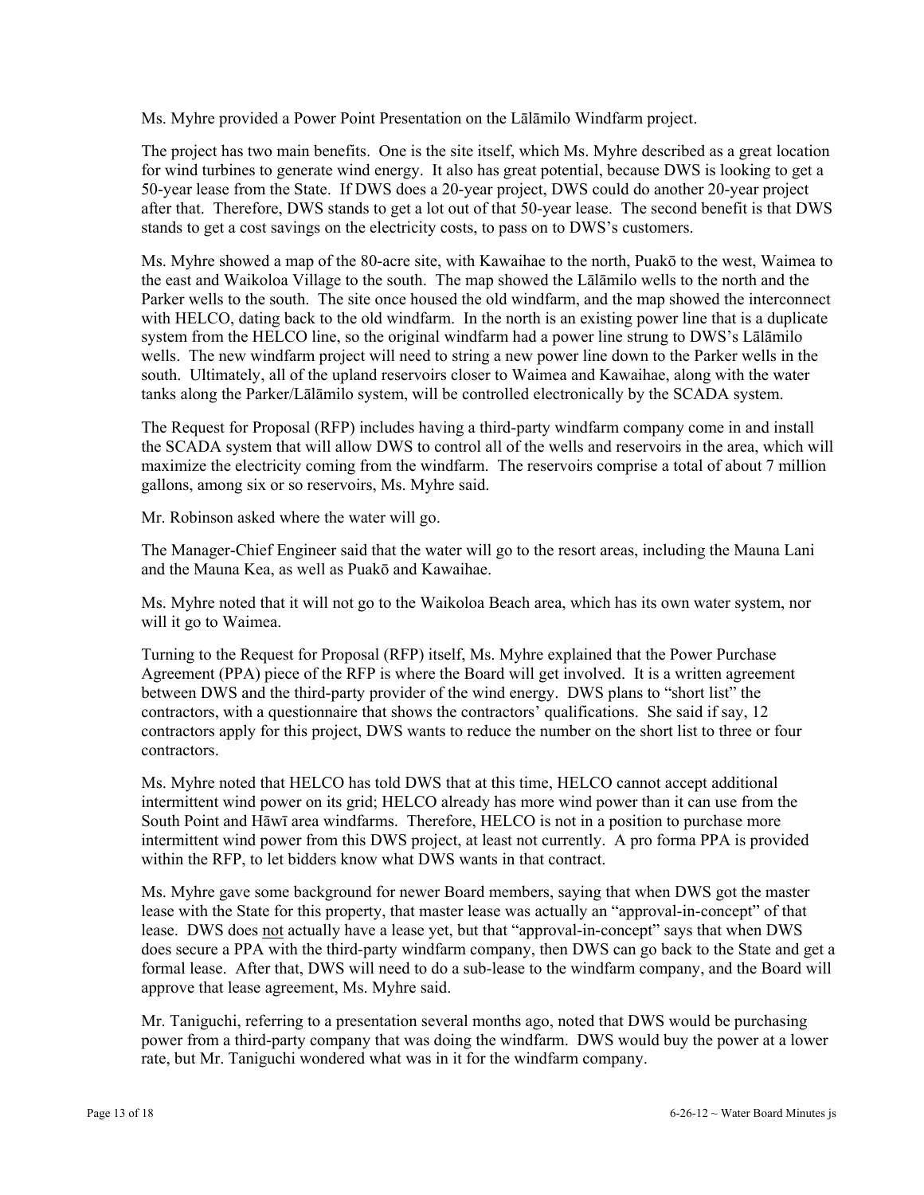Ms. Myhre provided a Power Point Presentation on the Lālāmilo Windfarm project.

The project has two main benefits. One is the site itself, which Ms. Myhre described as a great location for wind turbines to generate wind energy. It also has great potential, because DWS is looking to get a 50-year lease from the State. If DWS does a 20-year project, DWS could do another 20-year project after that. Therefore, DWS stands to get a lot out of that 50-year lease. The second benefit is that DWS stands to get a cost savings on the electricity costs, to pass on to DWS's customers.

Ms. Myhre showed a map of the 80-acre site, with Kawaihae to the north, Puakō to the west, Waimea to the east and Waikoloa Village to the south. The map showed the Lālāmilo wells to the north and the Parker wells to the south. The site once housed the old windfarm, and the map showed the interconnect with HELCO, dating back to the old windfarm. In the north is an existing power line that is a duplicate system from the HELCO line, so the original windfarm had a power line strung to DWS's Lālāmilo wells. The new windfarm project will need to string a new power line down to the Parker wells in the south. Ultimately, all of the upland reservoirs closer to Waimea and Kawaihae, along with the water tanks along the Parker/Lālāmilo system, will be controlled electronically by the SCADA system.

The Request for Proposal (RFP) includes having a third-party windfarm company come in and install the SCADA system that will allow DWS to control all of the wells and reservoirs in the area, which will maximize the electricity coming from the windfarm. The reservoirs comprise a total of about 7 million gallons, among six or so reservoirs, Ms. Myhre said.

Mr. Robinson asked where the water will go.

The Manager-Chief Engineer said that the water will go to the resort areas, including the Mauna Lani and the Mauna Kea, as well as Puakō and Kawaihae.

Ms. Myhre noted that it will not go to the Waikoloa Beach area, which has its own water system, nor will it go to Waimea.

Turning to the Request for Proposal (RFP) itself, Ms. Myhre explained that the Power Purchase Agreement (PPA) piece of the RFP is where the Board will get involved. It is a written agreement between DWS and the third-party provider of the wind energy. DWS plans to "short list" the contractors, with a questionnaire that shows the contractors' qualifications. She said if say, 12 contractors apply for this project, DWS wants to reduce the number on the short list to three or four contractors.

Ms. Myhre noted that HELCO has told DWS that at this time, HELCO cannot accept additional intermittent wind power on its grid; HELCO already has more wind power than it can use from the South Point and Hāwī area windfarms. Therefore, HELCO is not in a position to purchase more intermittent wind power from this DWS project, at least not currently. A pro forma PPA is provided within the RFP, to let bidders know what DWS wants in that contract.

Ms. Myhre gave some background for newer Board members, saying that when DWS got the master lease with the State for this property, that master lease was actually an "approval-in-concept" of that lease. DWS does <u>not</u> actually have a lease yet, but that "approval-in-concept" says that when DWS does secure a PPA with the third-party windfarm company, then DWS can go back to the State and get a formal lease. After that, DWS will need to do a sub-lease to the windfarm company, and the Board will approve that lease agreement, Ms. Myhre said.

Mr. Taniguchi, referring to a presentation several months ago, noted that DWS would be purchasing power from a third-party company that was doing the windfarm. DWS would buy the power at a lower rate, but Mr. Taniguchi wondered what was in it for the windfarm company.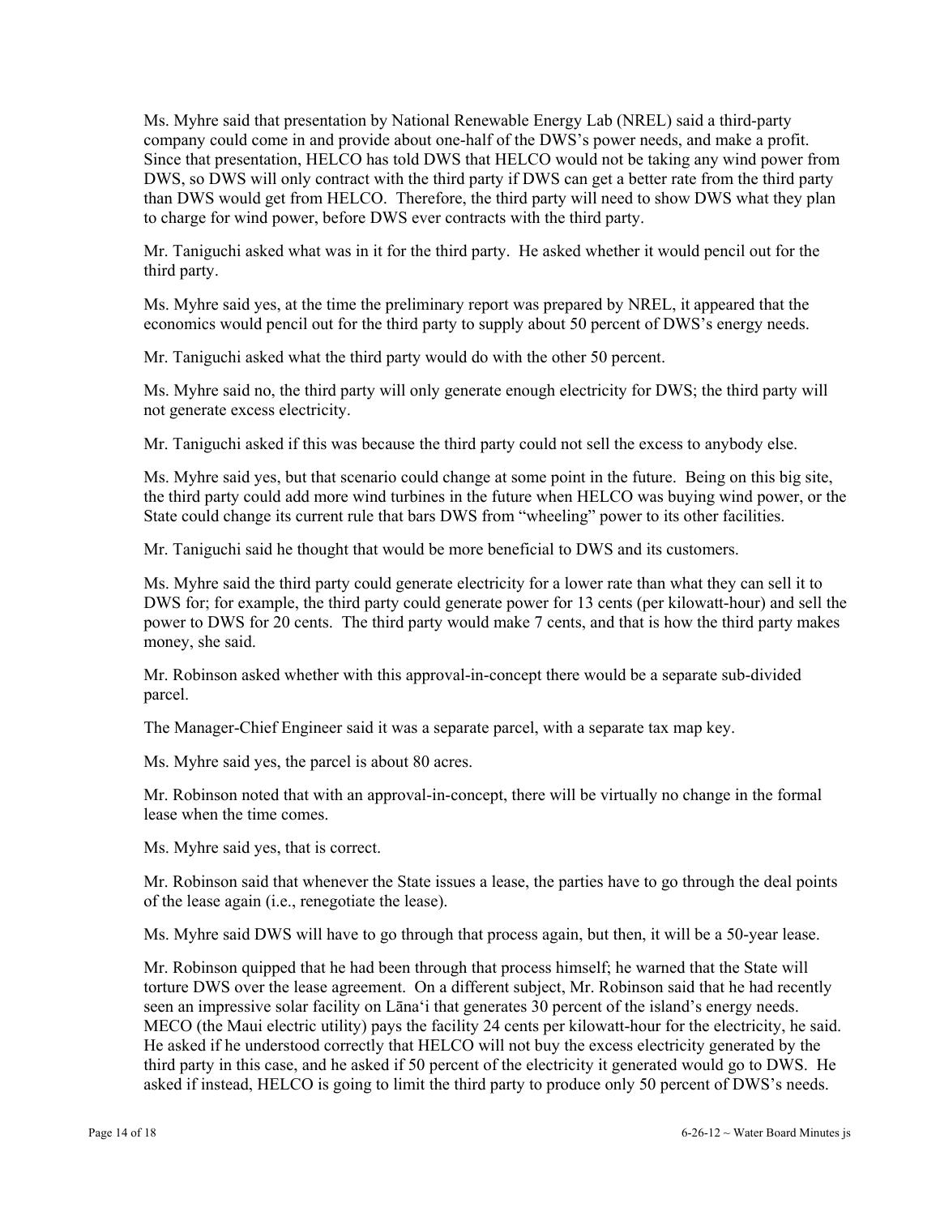Ms. Myhre said that presentation by National Renewable Energy Lab (NREL) said a third-party company could come in and provide about one-half of the DWS's power needs, and make a profit. Since that presentation, HELCO has told DWS that HELCO would not be taking any wind power from DWS, so DWS will only contract with the third party if DWS can get a better rate from the third party than DWS would get from HELCO. Therefore, the third party will need to show DWS what they plan to charge for wind power, before DWS ever contracts with the third party.

Mr. Taniguchi asked what was in it for the third party. He asked whether it would pencil out for the third party.

Ms. Myhre said yes, at the time the preliminary report was prepared by NREL, it appeared that the economics would pencil out for the third party to supply about 50 percent of DWS's energy needs.

Mr. Taniguchi asked what the third party would do with the other 50 percent.

Ms. Myhre said no, the third party will only generate enough electricity for DWS; the third party will not generate excess electricity.

Mr. Taniguchi asked if this was because the third party could not sell the excess to anybody else.

Ms. Myhre said yes, but that scenario could change at some point in the future. Being on this big site, the third party could add more wind turbines in the future when HELCO was buying wind power, or the State could change its current rule that bars DWS from "wheeling" power to its other facilities.

Mr. Taniguchi said he thought that would be more beneficial to DWS and its customers.

Ms. Myhre said the third party could generate electricity for a lower rate than what they can sell it to DWS for; for example, the third party could generate power for 13 cents (per kilowatt-hour) and sell the power to DWS for 20 cents. The third party would make 7 cents, and that is how the third party makes money, she said.

Mr. Robinson asked whether with this approval-in-concept there would be a separate sub-divided parcel.

The Manager-Chief Engineer said it was a separate parcel, with a separate tax map key.

Ms. Myhre said yes, the parcel is about 80 acres.

Mr. Robinson noted that with an approval-in-concept, there will be virtually no change in the formal lease when the time comes.

Ms. Myhre said yes, that is correct.

Mr. Robinson said that whenever the State issues a lease, the parties have to go through the deal points of the lease again (i.e., renegotiate the lease).

Ms. Myhre said DWS will have to go through that process again, but then, it will be a 50-year lease.

Mr. Robinson quipped that he had been through that process himself; he warned that the State will torture DWS over the lease agreement. On a different subject, Mr. Robinson said that he had recently seen an impressive solar facility on Lāna'i that generates 30 percent of the island's energy needs. MECO (the Maui electric utility) pays the facility 24 cents per kilowatt-hour for the electricity, he said. He asked if he understood correctly that HELCO will not buy the excess electricity generated by the third party in this case, and he asked if 50 percent of the electricity it generated would go to DWS. He asked if instead, HELCO is going to limit the third party to produce only 50 percent of DWS's needs.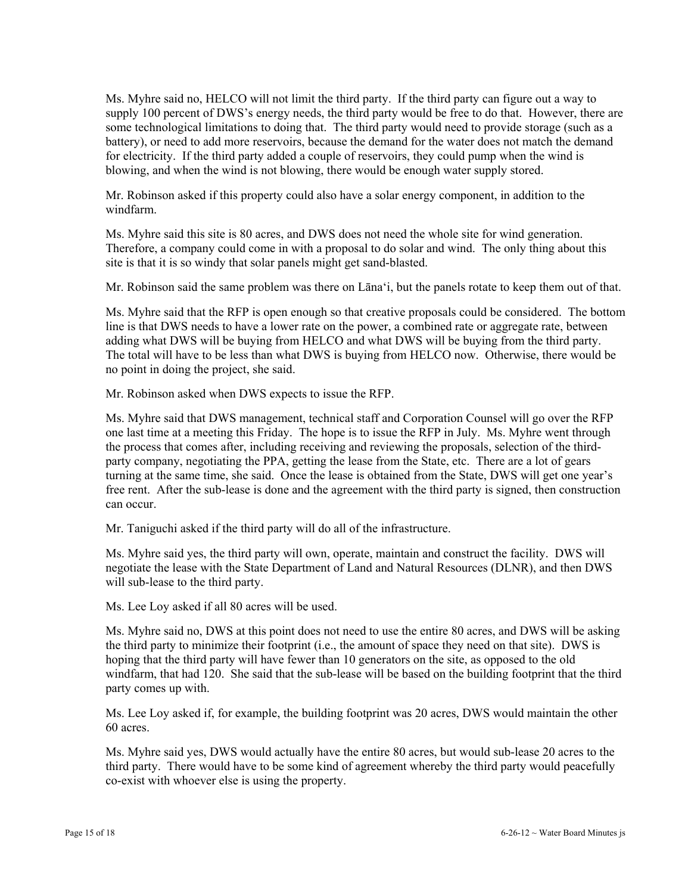Ms. Myhre said no, HELCO will not limit the third party. If the third party can figure out a way to supply 100 percent of DWS's energy needs, the third party would be free to do that. However, there are some technological limitations to doing that. The third party would need to provide storage (such as a battery), or need to add more reservoirs, because the demand for the water does not match the demand for electricity. If the third party added a couple of reservoirs, they could pump when the wind is blowing, and when the wind is not blowing, there would be enough water supply stored.

Mr. Robinson asked if this property could also have a solar energy component, in addition to the windfarm.

Ms. Myhre said this site is 80 acres, and DWS does not need the whole site for wind generation. Therefore, a company could come in with a proposal to do solar and wind. The only thing about this site is that it is so windy that solar panels might get sand-blasted.

Mr. Robinson said the same problem was there on Lāna'i, but the panels rotate to keep them out of that.

Ms. Myhre said that the RFP is open enough so that creative proposals could be considered. The bottom line is that DWS needs to have a lower rate on the power, a combined rate or aggregate rate, between adding what DWS will be buying from HELCO and what DWS will be buying from the third party. The total will have to be less than what DWS is buying from HELCO now. Otherwise, there would be no point in doing the project, she said.

Mr. Robinson asked when DWS expects to issue the RFP.

Ms. Myhre said that DWS management, technical staff and Corporation Counsel will go over the RFP one last time at a meeting this Friday. The hope is to issue the RFP in July. Ms. Myhre went through the process that comes after, including receiving and reviewing the proposals, selection of the third-party company, negotiating the PPA, getting the lease from the State, etc. There are a lot of gears turning at the same time, she said. Once the lease is obtained from the State, DWS will get one year's free rent. After the sub-lease is done and the agreement with the third party is signed, then construction can occur.

Mr. Taniguchi asked if the third party will do all of the infrastructure.

Ms. Myhre said yes, the third party will own, operate, maintain and construct the facility. DWS will negotiate the lease with the State Department of Land and Natural Resources (DLNR), and then DWS will sub-lease to the third party.

Ms. Lee Loy asked if all 80 acres will be used.

Ms. Myhre said no, DWS at this point does not need to use the entire 80 acres, and DWS will be asking the third party to minimize their footprint (i.e., the amount of space they need on that site). DWS is hoping that the third party will have fewer than 10 generators on the site, as opposed to the old windfarm, that had 120. She said that the sub-lease will be based on the building footprint that the third party comes up with.

Ms. Lee Loy asked if, for example, the building footprint was 20 acres, DWS would maintain the other 60 acres.

Ms. Myhre said yes, DWS would actually have the entire 80 acres, but would sub-lease 20 acres to the third party. There would have to be some kind of agreement whereby the third party would peacefully co-exist with whoever else is using the property.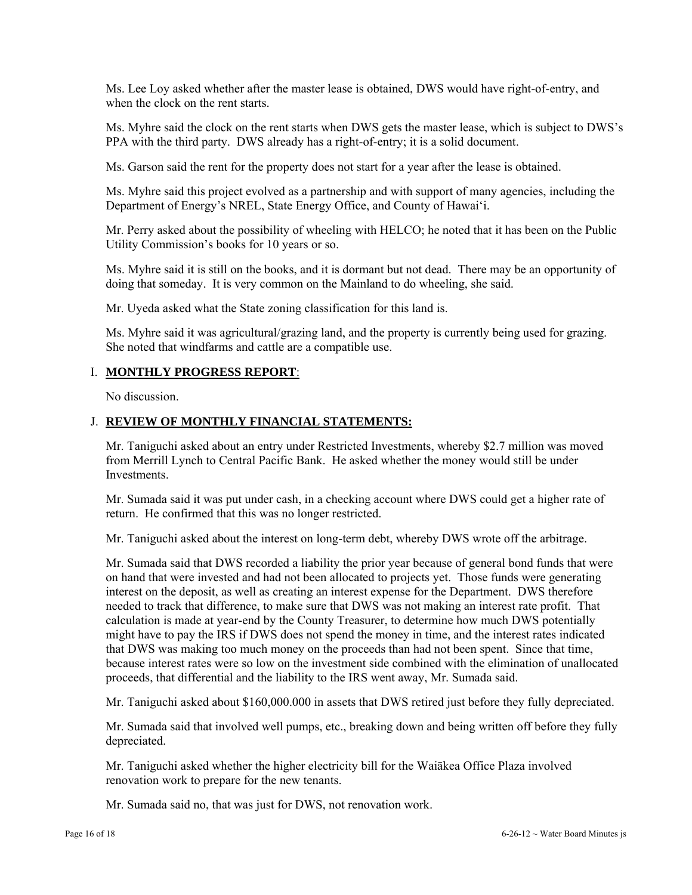Ms. Lee Loy asked whether after the master lease is obtained, DWS would have right-of-entry, and when the clock on the rent starts.

Ms. Myhre said the clock on the rent starts when DWS gets the master lease, which is subject to DWS's PPA with the third party. DWS already has a right-of-entry; it is a solid document.

Ms. Garson said the rent for the property does not start for a year after the lease is obtained.

Ms. Myhre said this project evolved as a partnership and with support of many agencies, including the Department of Energy's NREL, State Energy Office, and County of Hawai'i.

Mr. Perry asked about the possibility of wheeling with HELCO; he noted that it has been on the Public Utility Commission's books for 10 years or so.

Ms. Myhre said it is still on the books, and it is dormant but not dead. There may be an opportunity of doing that someday. It is very common on the Mainland to do wheeling, she said.

Mr. Uyeda asked what the State zoning classification for this land is.

Ms. Myhre said it was agricultural/grazing land, and the property is currently being used for grazing. She noted that windfarms and cattle are a compatible use.

## I. **MONTHLY PROGRESS REPORT**:

No discussion.

## J. **REVIEW OF MONTHLY FINANCIAL STATEMENTS:**

Mr. Taniguchi asked about an entry under Restricted Investments, whereby $2.7 million was moved from Merrill Lynch to Central Pacific Bank. He asked whether the money would still be under Investments.

Mr. Sumada said it was put under cash, in a checking account where DWS could get a higher rate of return. He confirmed that this was no longer restricted.

Mr. Taniguchi asked about the interest on long-term debt, whereby DWS wrote off the arbitrage.

Mr. Sumada said that DWS recorded a liability the prior year because of general bond funds that were on hand that were invested and had not been allocated to projects yet. Those funds were generating interest on the deposit, as well as creating an interest expense for the Department. DWS therefore needed to track that difference, to make sure that DWS was not making an interest rate profit. That calculation is made at year-end by the County Treasurer, to determine how much DWS potentially might have to pay the IRS if DWS does not spend the money in time, and the interest rates indicated that DWS was making too much money on the proceeds than had not been spent. Since that time, because interest rates were so low on the investment side combined with the elimination of unallocated proceeds, that differential and the liability to the IRS went away, Mr. Sumada said.

Mr. Taniguchi asked about $160,000.000 in assets that DWS retired just before they fully depreciated.

Mr. Sumada said that involved well pumps, etc., breaking down and being written off before they fully depreciated.

Mr. Taniguchi asked whether the higher electricity bill for the Waiākea Office Plaza involved renovation work to prepare for the new tenants.

Mr. Sumada said no, that was just for DWS, not renovation work.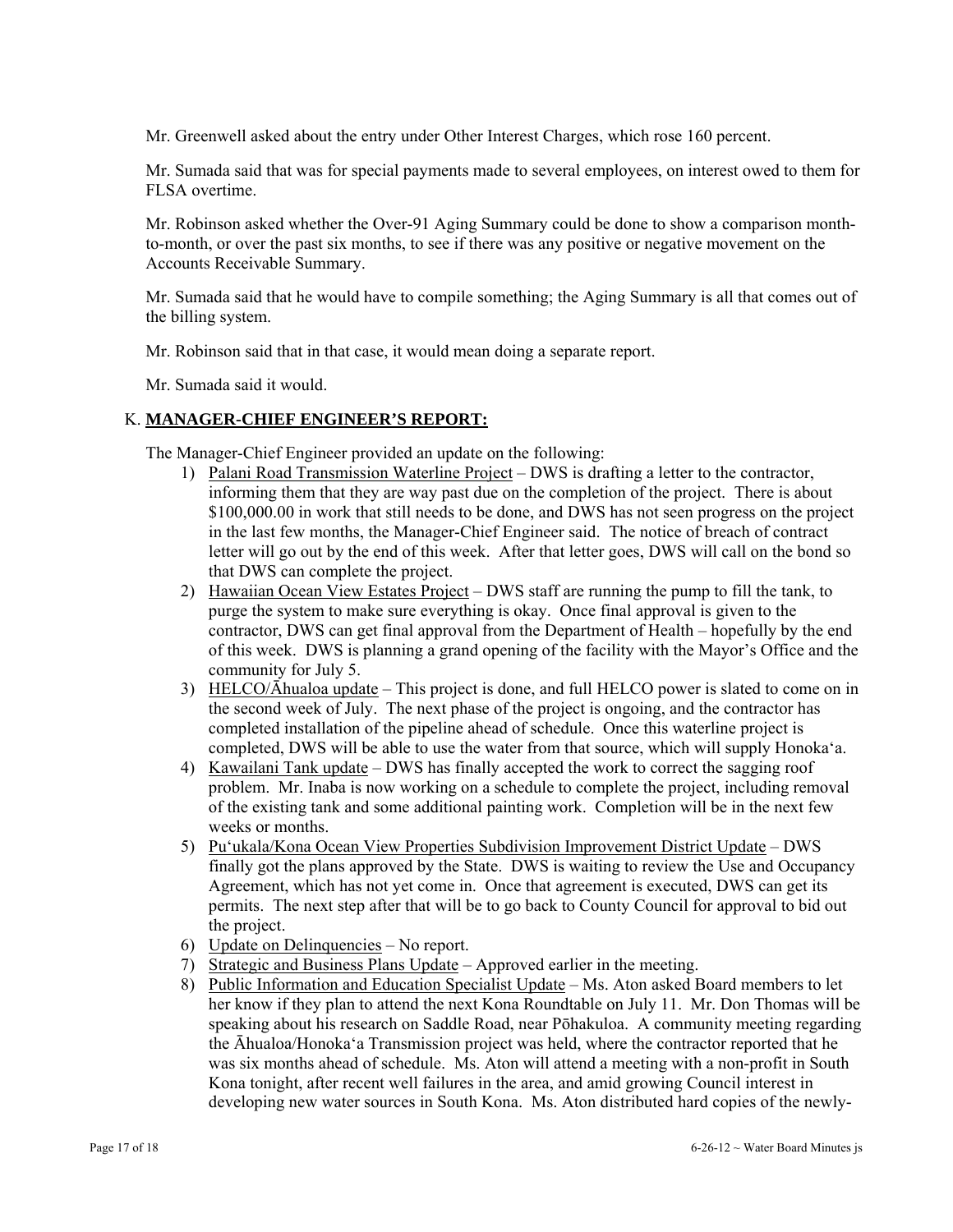Mr. Greenwell asked about the entry under Other Interest Charges, which rose 160 percent.

Mr. Sumada said that was for special payments made to several employees, on interest owed to them for FLSA overtime.

Mr. Robinson asked whether the Over-91 Aging Summary could be done to show a comparison month-to-month, or over the past six months, to see if there was any positive or negative movement on the Accounts Receivable Summary.

Mr. Sumada said that he would have to compile something; the Aging Summary is all that comes out of the billing system.

Mr. Robinson said that in that case, it would mean doing a separate report.

Mr. Sumada said it would.

## K. MANAGER-CHIEF ENGINEER'S REPORT:

The Manager-Chief Engineer provided an update on the following:

1) Palani Road Transmission Waterline Project – DWS is drafting a letter to the contractor, informing them that they are way past due on the completion of the project. There is about $100,000.00 in work that still needs to be done, and DWS has not seen progress on the project in the last few months, the Manager-Chief Engineer said. The notice of breach of contract letter will go out by the end of this week. After that letter goes, DWS will call on the bond so that DWS can complete the project.
2) Hawaiian Ocean View Estates Project – DWS staff are running the pump to fill the tank, to purge the system to make sure everything is okay. Once final approval is given to the contractor, DWS can get final approval from the Department of Health – hopefully by the end of this week. DWS is planning a grand opening of the facility with the Mayor's Office and the community for July 5.
3) HELCO/Āhualoa update – This project is done, and full HELCO power is slated to come on in the second week of July. The next phase of the project is ongoing, and the contractor has completed installation of the pipeline ahead of schedule. Once this waterline project is completed, DWS will be able to use the water from that source, which will supply Honoka'a.
4) Kawailani Tank update – DWS has finally accepted the work to correct the sagging roof problem. Mr. Inaba is now working on a schedule to complete the project, including removal of the existing tank and some additional painting work. Completion will be in the next few weeks or months.
5) Pu'ukala/Kona Ocean View Properties Subdivision Improvement District Update – DWS finally got the plans approved by the State. DWS is waiting to review the Use and Occupancy Agreement, which has not yet come in. Once that agreement is executed, DWS can get its permits. The next step after that will be to go back to County Council for approval to bid out the project.
6) Update on Delinquencies – No report.
7) Strategic and Business Plans Update – Approved earlier in the meeting.
8) Public Information and Education Specialist Update – Ms. Aton asked Board members to let her know if they plan to attend the next Kona Roundtable on July 11. Mr. Don Thomas will be speaking about his research on Saddle Road, near Pōhakuloa. A community meeting regarding the Āhualoa/Honoka'a Transmission project was held, where the contractor reported that he was six months ahead of schedule. Ms. Aton will attend a meeting with a non-profit in South Kona tonight, after recent well failures in the area, and amid growing Council interest in developing new water sources in South Kona. Ms. Aton distributed hard copies of the newly-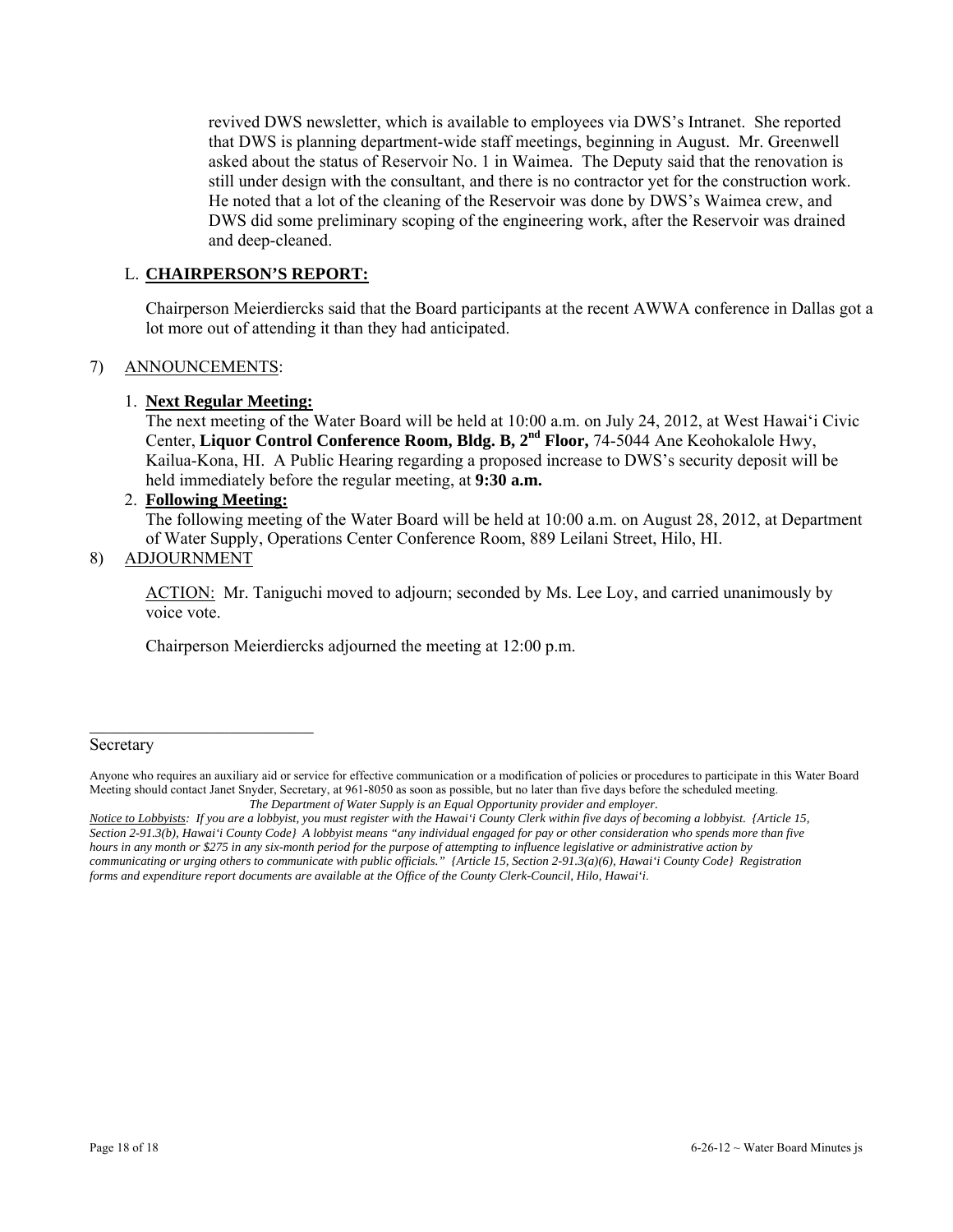revived DWS newsletter, which is available to employees via DWS's Intranet. She reported that DWS is planning department-wide staff meetings, beginning in August. Mr. Greenwell asked about the status of Reservoir No. 1 in Waimea. The Deputy said that the renovation is still under design with the consultant, and there is no contractor yet for the construction work. He noted that a lot of the cleaning of the Reservoir was done by DWS's Waimea crew, and DWS did some preliminary scoping of the engineering work, after the Reservoir was drained and deep-cleaned.

L. **CHAIRPERSON'S REPORT:**

Chairperson Meierdiercks said that the Board participants at the recent AWWA conference in Dallas got a lot more out of attending it than they had anticipated.

7) ANNOUNCEMENTS:

1. **Next Regular Meeting:**
   The next meeting of the Water Board will be held at 10:00 a.m. on July 24, 2012, at West Hawai'i Civic Center, **Liquor Control Conference Room, Bldg. B, 2nd Floor,** 74-5044 Ane Keohokalole Hwy, Kailua-Kona, HI. A Public Hearing regarding a proposed increase to DWS's security deposit will be held immediately before the regular meeting, at **9:30 a.m.**

2. **Following Meeting:**
   The following meeting of the Water Board will be held at 10:00 a.m. on August 28, 2012, at Department of Water Supply, Operations Center Conference Room, 889 Leilani Street, Hilo, HI.

8) ADJOURNMENT

ACTION: Mr. Taniguchi moved to adjourn; seconded by Ms. Lee Loy, and carried unanimously by voice vote.

Chairperson Meierdiercks adjourned the meeting at 12:00 p.m.

___________________________
Secretary

Anyone who requires an auxiliary aid or service for effective communication or a modification of policies or procedures to participate in this Water Board Meeting should contact Janet Snyder, Secretary, at 961-8050 as soon as possible, but no later than five days before the scheduled meeting.
*The Department of Water Supply is an Equal Opportunity provider and employer.*

*Notice to Lobbyists: If you are a lobbyist, you must register with the Hawai'i County Clerk within five days of becoming a lobbyist. {Article 15, Section 2-91.3(b), Hawai'i County Code} A lobbyist means "any individual engaged for pay or other consideration who spends more than five hours in any month or $275 in any six-month period for the purpose of attempting to influence legislative or administrative action by communicating or urging others to communicate with public officials." {Article 15, Section 2-91.3(a)(6), Hawai'i County Code} Registration forms and expenditure report documents are available at the Office of the County Clerk-Council, Hilo, Hawai'i.*